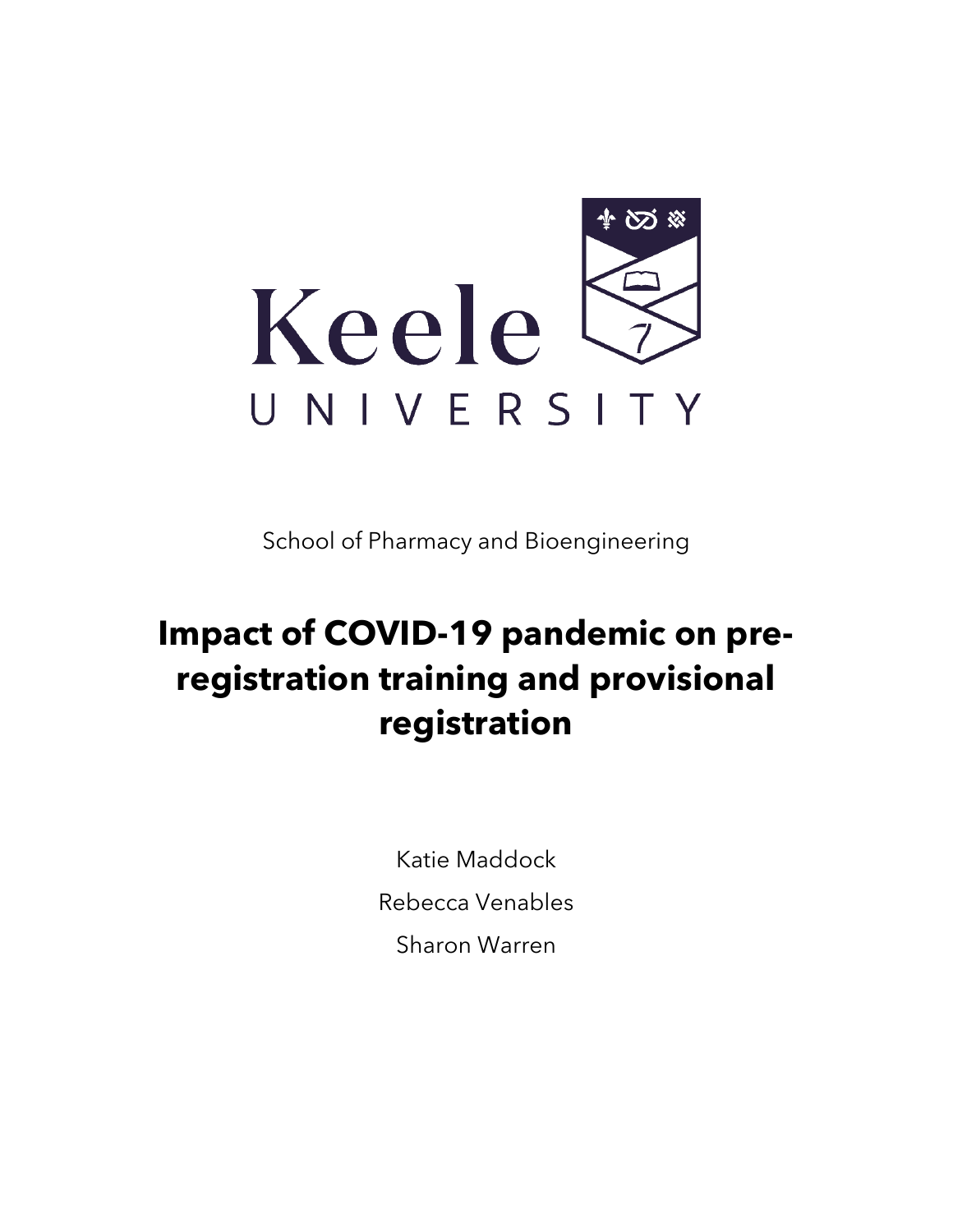Keele UNIVERSITY

School of Pharmacy and Bioengineering

# Impact of COVID-19 pandemic on pre-registration training and provisional registration

Katie Maddock

Rebecca Venables

Sharon Warren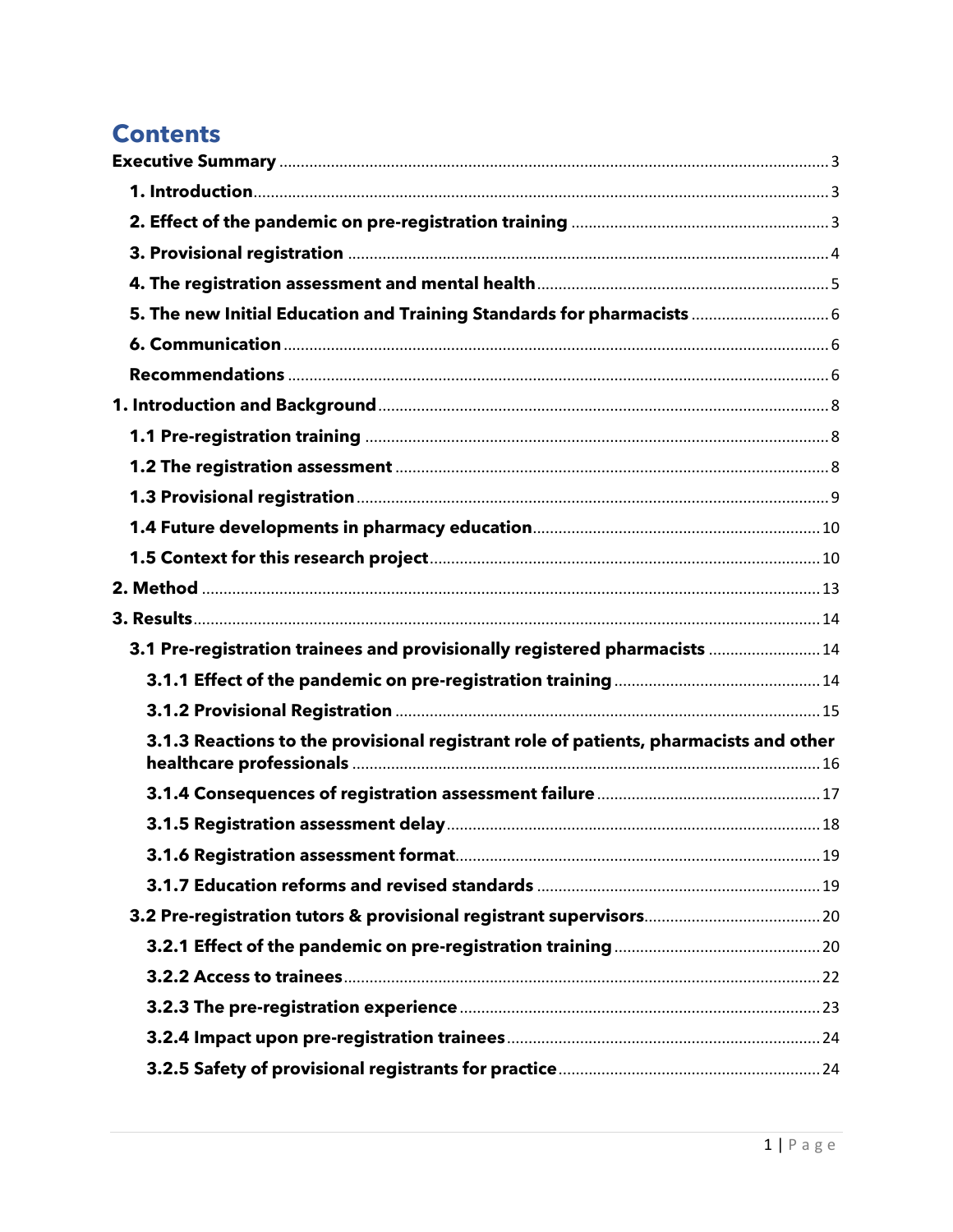# Contents

**Executive Summary** .......... 3

- **1. Introduction** .......... 3
- **2. Effect of the pandemic on pre-registration training** .......... 3
- **3. Provisional registration** .......... 4
- **4. The registration assessment and mental health** .......... 5
- **5. The new Initial Education and Training Standards for pharmacists** .......... 6
- **6. Communication** .......... 6
- **Recommendations** .......... 6

**1. Introduction and Background** .......... 8

- **1.1 Pre-registration training** .......... 8
- **1.2 The registration assessment** .......... 8
- **1.3 Provisional registration** .......... 9
- **1.4 Future developments in pharmacy education** .......... 10
- **1.5 Context for this research project** .......... 10

**2. Method** .......... 13

**3. Results** .......... 14

- **3.1 Pre-registration trainees and provisionally registered pharmacists** .......... 14
  - **3.1.1 Effect of the pandemic on pre-registration training** .......... 14
  - **3.1.2 Provisional Registration** .......... 15
  - **3.1.3 Reactions to the provisional registrant role of patients, pharmacists and other healthcare professionals** .......... 16
  - **3.1.4 Consequences of registration assessment failure** .......... 17
  - **3.1.5 Registration assessment delay** .......... 18
  - **3.1.6 Registration assessment format** .......... 19
  - **3.1.7 Education reforms and revised standards** .......... 19
- **3.2 Pre-registration tutors & provisional registrant supervisors** .......... 20
  - **3.2.1 Effect of the pandemic on pre-registration training** .......... 20
  - **3.2.2 Access to trainees** .......... 22
  - **3.2.3 The pre-registration experience** .......... 23
  - **3.2.4 Impact upon pre-registration trainees** .......... 24
  - **3.2.5 Safety of provisional registrants for practice** .......... 24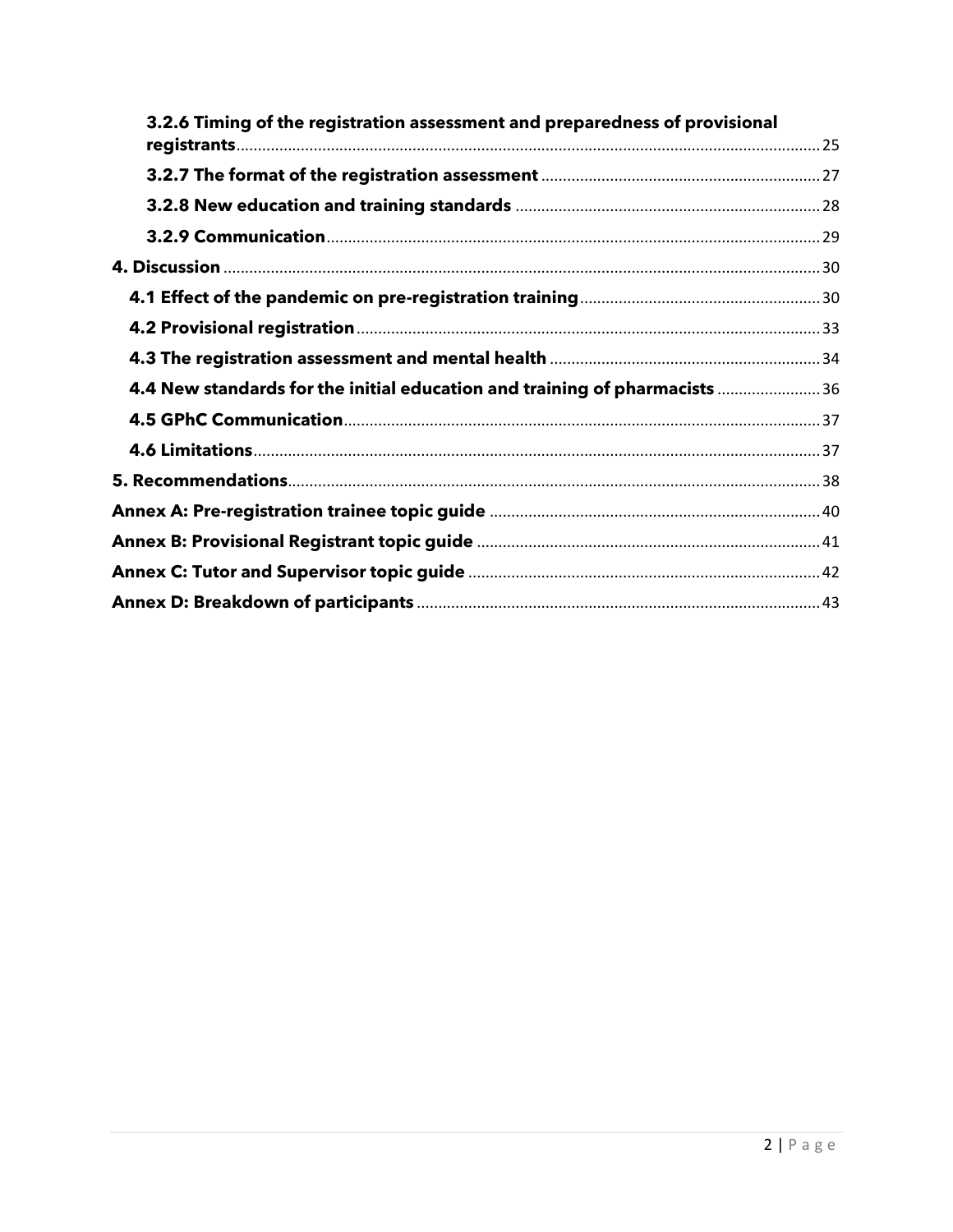3.2.6 Timing of the registration assessment and preparedness of provisional registrants ..... 25

3.2.7 The format of the registration assessment ..... 27

3.2.8 New education and training standards ..... 28

3.2.9 Communication ..... 29

4. Discussion ..... 30

4.1 Effect of the pandemic on pre-registration training ..... 30

4.2 Provisional registration ..... 33

4.3 The registration assessment and mental health ..... 34

4.4 New standards for the initial education and training of pharmacists ..... 36

4.5 GPhC Communication ..... 37

4.6 Limitations ..... 37

5. Recommendations ..... 38

Annex A: Pre-registration trainee topic guide ..... 40

Annex B: Provisional Registrant topic guide ..... 41

Annex C: Tutor and Supervisor topic guide ..... 42

Annex D: Breakdown of participants ..... 43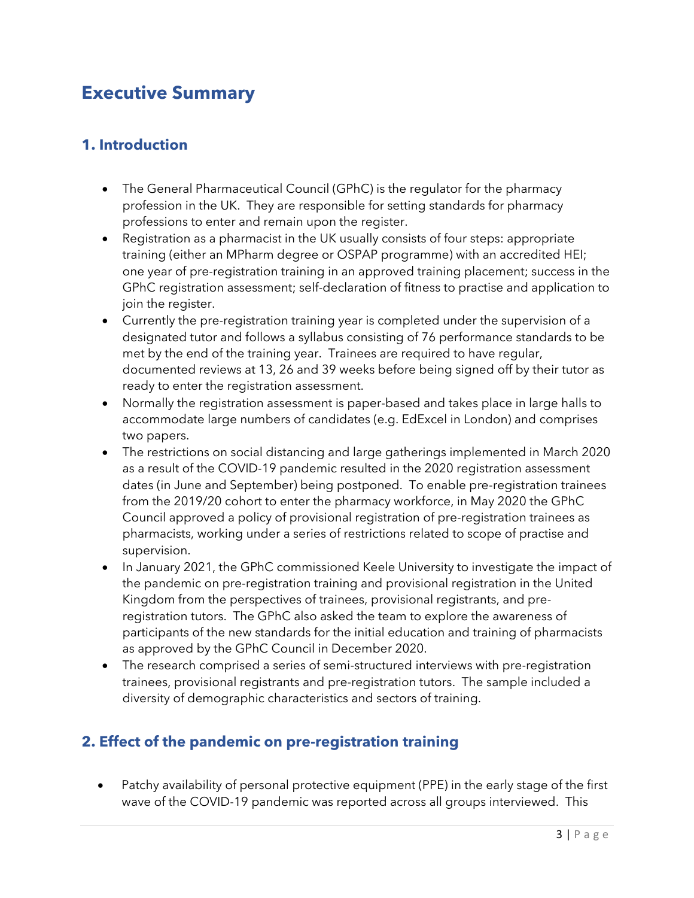# Executive Summary

## 1. Introduction

- The General Pharmaceutical Council (GPhC) is the regulator for the pharmacy profession in the UK. They are responsible for setting standards for pharmacy professions to enter and remain upon the register.
- Registration as a pharmacist in the UK usually consists of four steps: appropriate training (either an MPharm degree or OSPAP programme) with an accredited HEI; one year of pre-registration training in an approved training placement; success in the GPhC registration assessment; self-declaration of fitness to practise and application to join the register.
- Currently the pre-registration training year is completed under the supervision of a designated tutor and follows a syllabus consisting of 76 performance standards to be met by the end of the training year. Trainees are required to have regular, documented reviews at 13, 26 and 39 weeks before being signed off by their tutor as ready to enter the registration assessment.
- Normally the registration assessment is paper-based and takes place in large halls to accommodate large numbers of candidates (e.g. EdExcel in London) and comprises two papers.
- The restrictions on social distancing and large gatherings implemented in March 2020 as a result of the COVID-19 pandemic resulted in the 2020 registration assessment dates (in June and September) being postponed. To enable pre-registration trainees from the 2019/20 cohort to enter the pharmacy workforce, in May 2020 the GPhC Council approved a policy of provisional registration of pre-registration trainees as pharmacists, working under a series of restrictions related to scope of practise and supervision.
- In January 2021, the GPhC commissioned Keele University to investigate the impact of the pandemic on pre-registration training and provisional registration in the United Kingdom from the perspectives of trainees, provisional registrants, and pre-registration tutors. The GPhC also asked the team to explore the awareness of participants of the new standards for the initial education and training of pharmacists as approved by the GPhC Council in December 2020.
- The research comprised a series of semi-structured interviews with pre-registration trainees, provisional registrants and pre-registration tutors. The sample included a diversity of demographic characteristics and sectors of training.

## 2. Effect of the pandemic on pre-registration training

- Patchy availability of personal protective equipment (PPE) in the early stage of the first wave of the COVID-19 pandemic was reported across all groups interviewed. This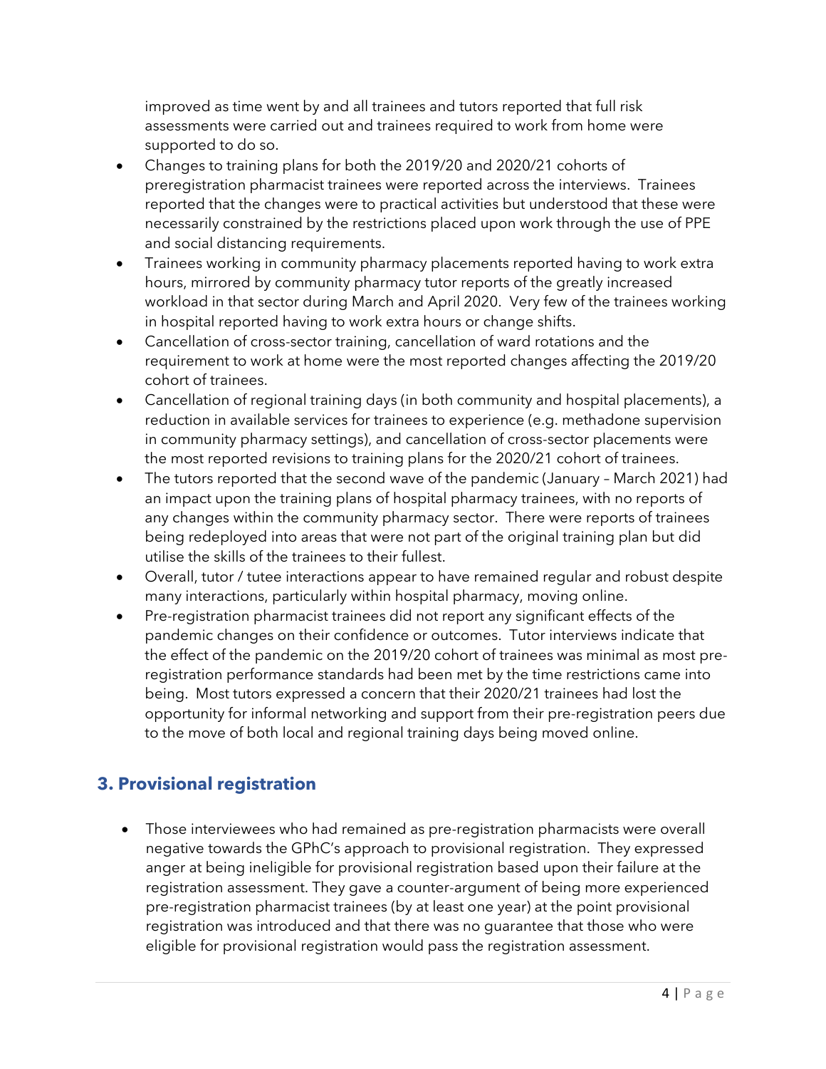improved as time went by and all trainees and tutors reported that full risk assessments were carried out and trainees required to work from home were supported to do so.

- Changes to training plans for both the 2019/20 and 2020/21 cohorts of preregistration pharmacist trainees were reported across the interviews. Trainees reported that the changes were to practical activities but understood that these were necessarily constrained by the restrictions placed upon work through the use of PPE and social distancing requirements.
- Trainees working in community pharmacy placements reported having to work extra hours, mirrored by community pharmacy tutor reports of the greatly increased workload in that sector during March and April 2020. Very few of the trainees working in hospital reported having to work extra hours or change shifts.
- Cancellation of cross-sector training, cancellation of ward rotations and the requirement to work at home were the most reported changes affecting the 2019/20 cohort of trainees.
- Cancellation of regional training days (in both community and hospital placements), a reduction in available services for trainees to experience (e.g. methadone supervision in community pharmacy settings), and cancellation of cross-sector placements were the most reported revisions to training plans for the 2020/21 cohort of trainees.
- The tutors reported that the second wave of the pandemic (January – March 2021) had an impact upon the training plans of hospital pharmacy trainees, with no reports of any changes within the community pharmacy sector. There were reports of trainees being redeployed into areas that were not part of the original training plan but did utilise the skills of the trainees to their fullest.
- Overall, tutor / tutee interactions appear to have remained regular and robust despite many interactions, particularly within hospital pharmacy, moving online.
- Pre-registration pharmacist trainees did not report any significant effects of the pandemic changes on their confidence or outcomes. Tutor interviews indicate that the effect of the pandemic on the 2019/20 cohort of trainees was minimal as most pre-registration performance standards had been met by the time restrictions came into being. Most tutors expressed a concern that their 2020/21 trainees had lost the opportunity for informal networking and support from their pre-registration peers due to the move of both local and regional training days being moved online.

## 3. Provisional registration

- Those interviewees who had remained as pre-registration pharmacists were overall negative towards the GPhC's approach to provisional registration. They expressed anger at being ineligible for provisional registration based upon their failure at the registration assessment. They gave a counter-argument of being more experienced pre-registration pharmacist trainees (by at least one year) at the point provisional registration was introduced and that there was no guarantee that those who were eligible for provisional registration would pass the registration assessment.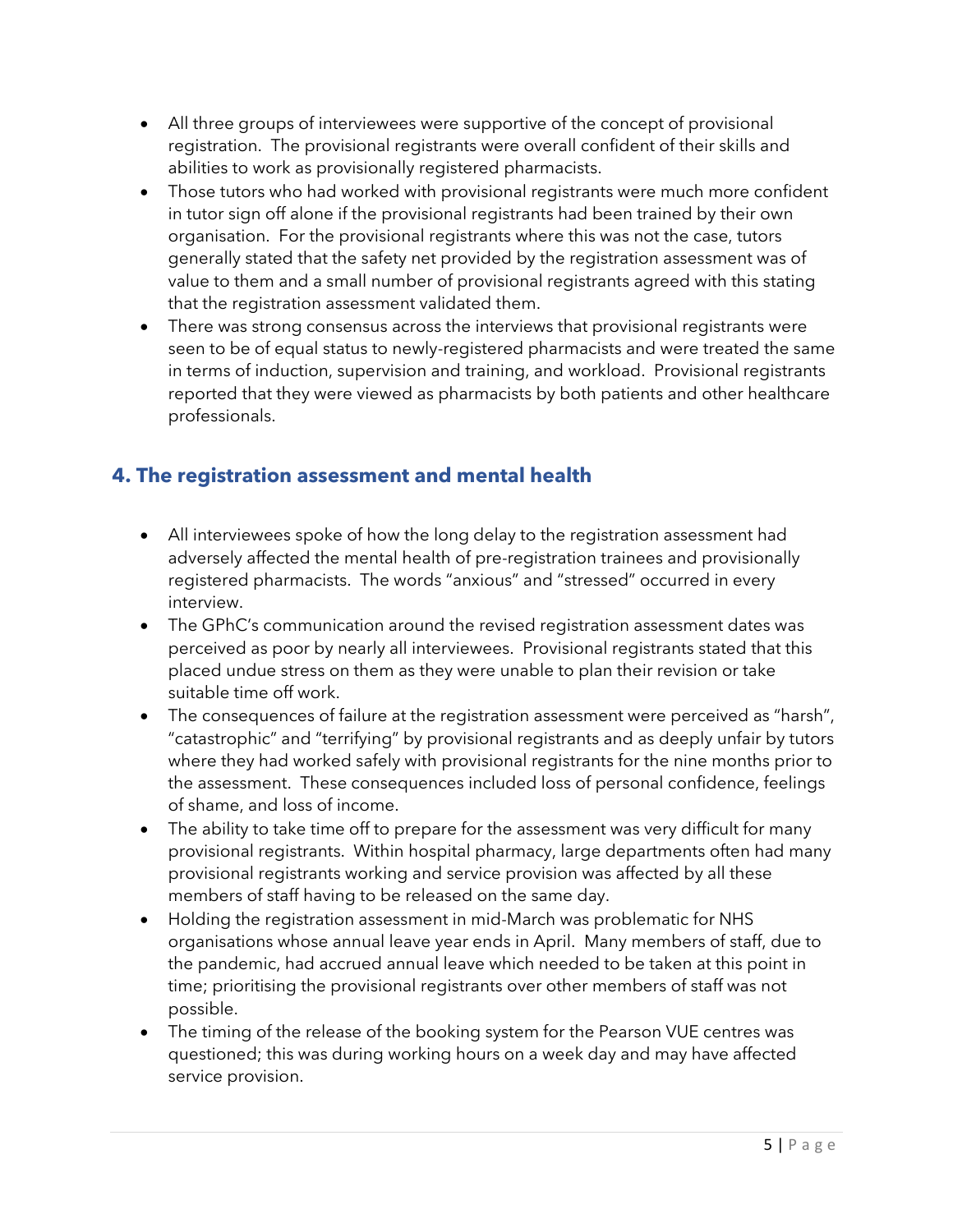- All three groups of interviewees were supportive of the concept of provisional registration. The provisional registrants were overall confident of their skills and abilities to work as provisionally registered pharmacists.
- Those tutors who had worked with provisional registrants were much more confident in tutor sign off alone if the provisional registrants had been trained by their own organisation. For the provisional registrants where this was not the case, tutors generally stated that the safety net provided by the registration assessment was of value to them and a small number of provisional registrants agreed with this stating that the registration assessment validated them.
- There was strong consensus across the interviews that provisional registrants were seen to be of equal status to newly-registered pharmacists and were treated the same in terms of induction, supervision and training, and workload. Provisional registrants reported that they were viewed as pharmacists by both patients and other healthcare professionals.

## 4. The registration assessment and mental health

- All interviewees spoke of how the long delay to the registration assessment had adversely affected the mental health of pre-registration trainees and provisionally registered pharmacists. The words "anxious" and "stressed" occurred in every interview.
- The GPhC's communication around the revised registration assessment dates was perceived as poor by nearly all interviewees. Provisional registrants stated that this placed undue stress on them as they were unable to plan their revision or take suitable time off work.
- The consequences of failure at the registration assessment were perceived as "harsh", "catastrophic" and "terrifying" by provisional registrants and as deeply unfair by tutors where they had worked safely with provisional registrants for the nine months prior to the assessment. These consequences included loss of personal confidence, feelings of shame, and loss of income.
- The ability to take time off to prepare for the assessment was very difficult for many provisional registrants. Within hospital pharmacy, large departments often had many provisional registrants working and service provision was affected by all these members of staff having to be released on the same day.
- Holding the registration assessment in mid-March was problematic for NHS organisations whose annual leave year ends in April. Many members of staff, due to the pandemic, had accrued annual leave which needed to be taken at this point in time; prioritising the provisional registrants over other members of staff was not possible.
- The timing of the release of the booking system for the Pearson VUE centres was questioned; this was during working hours on a week day and may have affected service provision.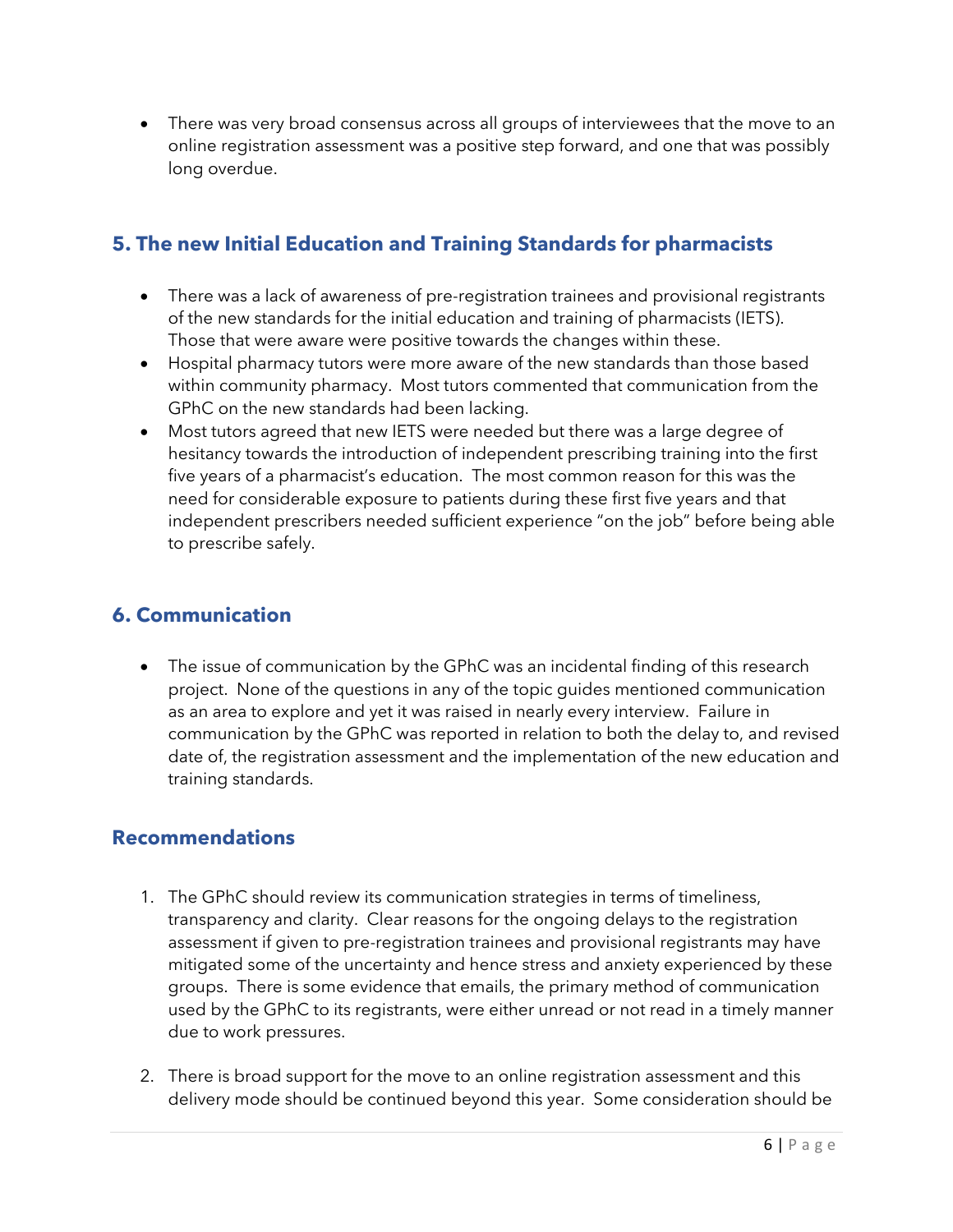- There was very broad consensus across all groups of interviewees that the move to an online registration assessment was a positive step forward, and one that was possibly long overdue.

## 5. The new Initial Education and Training Standards for pharmacists

- There was a lack of awareness of pre-registration trainees and provisional registrants of the new standards for the initial education and training of pharmacists (IETS). Those that were aware were positive towards the changes within these.
- Hospital pharmacy tutors were more aware of the new standards than those based within community pharmacy. Most tutors commented that communication from the GPhC on the new standards had been lacking.
- Most tutors agreed that new IETS were needed but there was a large degree of hesitancy towards the introduction of independent prescribing training into the first five years of a pharmacist's education. The most common reason for this was the need for considerable exposure to patients during these first five years and that independent prescribers needed sufficient experience "on the job" before being able to prescribe safely.

## 6. Communication

- The issue of communication by the GPhC was an incidental finding of this research project. None of the questions in any of the topic guides mentioned communication as an area to explore and yet it was raised in nearly every interview. Failure in communication by the GPhC was reported in relation to both the delay to, and revised date of, the registration assessment and the implementation of the new education and training standards.

## Recommendations

1. The GPhC should review its communication strategies in terms of timeliness, transparency and clarity. Clear reasons for the ongoing delays to the registration assessment if given to pre-registration trainees and provisional registrants may have mitigated some of the uncertainty and hence stress and anxiety experienced by these groups. There is some evidence that emails, the primary method of communication used by the GPhC to its registrants, were either unread or not read in a timely manner due to work pressures.

2. There is broad support for the move to an online registration assessment and this delivery mode should be continued beyond this year. Some consideration should be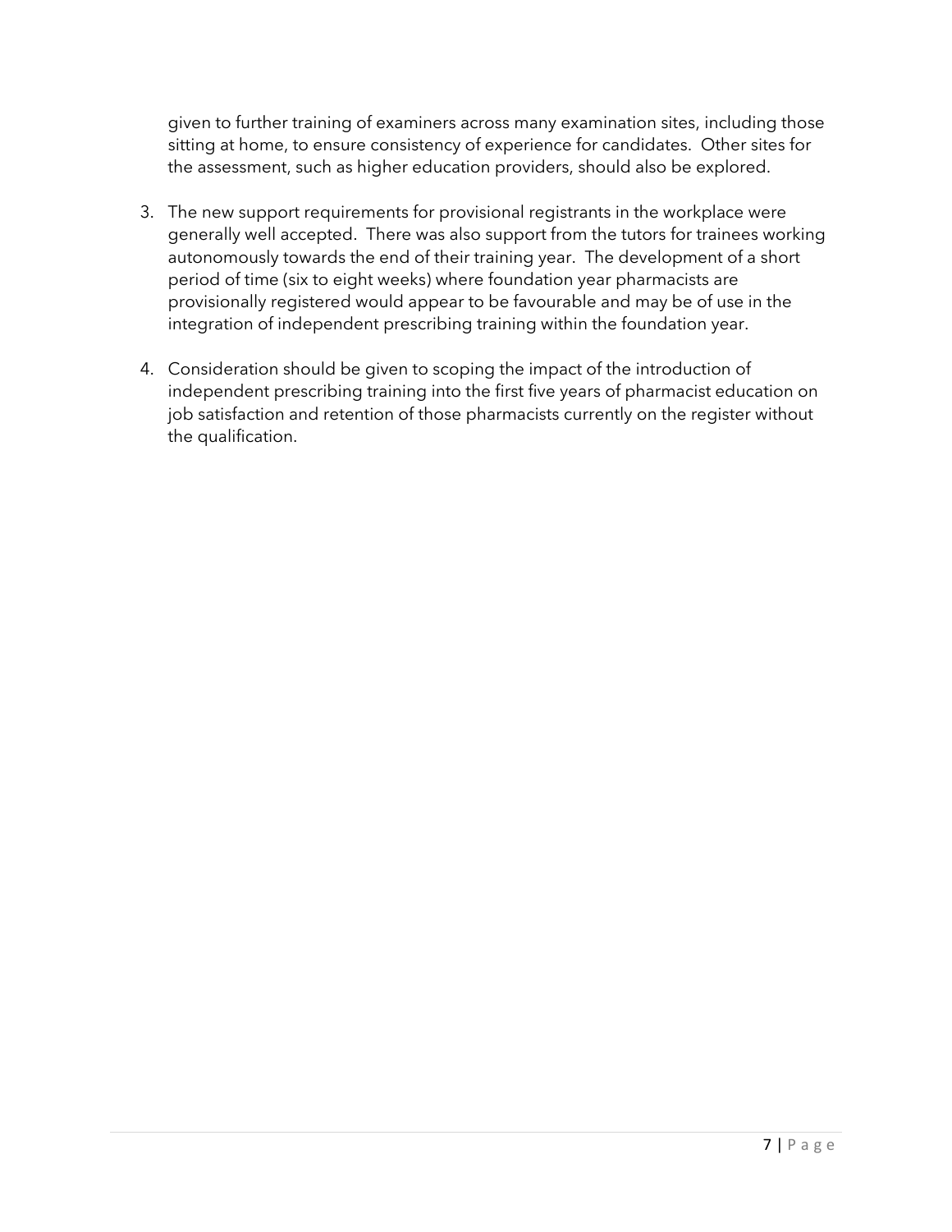given to further training of examiners across many examination sites, including those sitting at home, to ensure consistency of experience for candidates. Other sites for the assessment, such as higher education providers, should also be explored.

3. The new support requirements for provisional registrants in the workplace were generally well accepted. There was also support from the tutors for trainees working autonomously towards the end of their training year. The development of a short period of time (six to eight weeks) where foundation year pharmacists are provisionally registered would appear to be favourable and may be of use in the integration of independent prescribing training within the foundation year.

4. Consideration should be given to scoping the impact of the introduction of independent prescribing training into the first five years of pharmacist education on job satisfaction and retention of those pharmacists currently on the register without the qualification.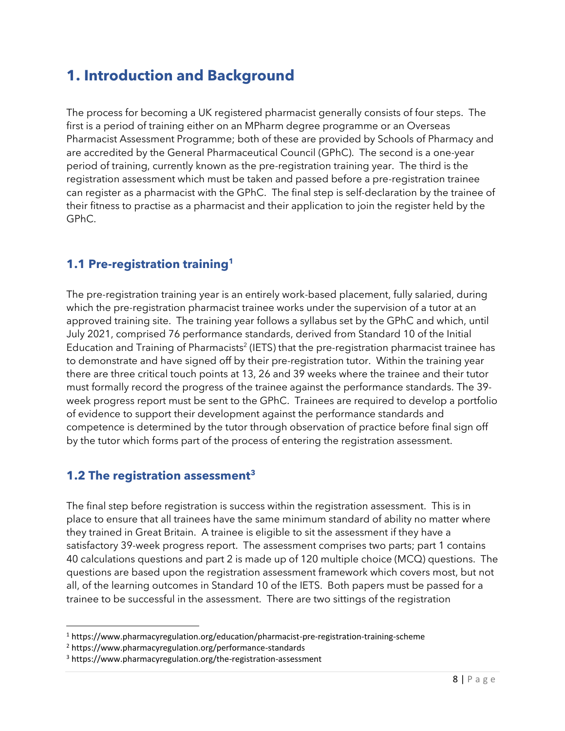# 1. Introduction and Background

The process for becoming a UK registered pharmacist generally consists of four steps. The first is a period of training either on an MPharm degree programme or an Overseas Pharmacist Assessment Programme; both of these are provided by Schools of Pharmacy and are accredited by the General Pharmaceutical Council (GPhC). The second is a one-year period of training, currently known as the pre-registration training year. The third is the registration assessment which must be taken and passed before a pre-registration trainee can register as a pharmacist with the GPhC. The final step is self-declaration by the trainee of their fitness to practise as a pharmacist and their application to join the register held by the GPhC.

## 1.1 Pre-registration training[1]

The pre-registration training year is an entirely work-based placement, fully salaried, during which the pre-registration pharmacist trainee works under the supervision of a tutor at an approved training site. The training year follows a syllabus set by the GPhC and which, until July 2021, comprised 76 performance standards, derived from Standard 10 of the Initial Education and Training of Pharmacists[2] (IETS) that the pre-registration pharmacist trainee has to demonstrate and have signed off by their pre-registration tutor. Within the training year there are three critical touch points at 13, 26 and 39 weeks where the trainee and their tutor must formally record the progress of the trainee against the performance standards. The 39-week progress report must be sent to the GPhC. Trainees are required to develop a portfolio of evidence to support their development against the performance standards and competence is determined by the tutor through observation of practice before final sign off by the tutor which forms part of the process of entering the registration assessment.

## 1.2 The registration assessment[3]

The final step before registration is success within the registration assessment. This is in place to ensure that all trainees have the same minimum standard of ability no matter where they trained in Great Britain. A trainee is eligible to sit the assessment if they have a satisfactory 39-week progress report. The assessment comprises two parts; part 1 contains 40 calculations questions and part 2 is made up of 120 multiple choice (MCQ) questions. The questions are based upon the registration assessment framework which covers most, but not all, of the learning outcomes in Standard 10 of the IETS. Both papers must be passed for a trainee to be successful in the assessment. There are two sittings of the registration

---

[1] https://www.pharmacyregulation.org/education/pharmacist-pre-registration-training-scheme

[2] https://www.pharmacyregulation.org/performance-standards

[3] https://www.pharmacyregulation.org/the-registration-assessment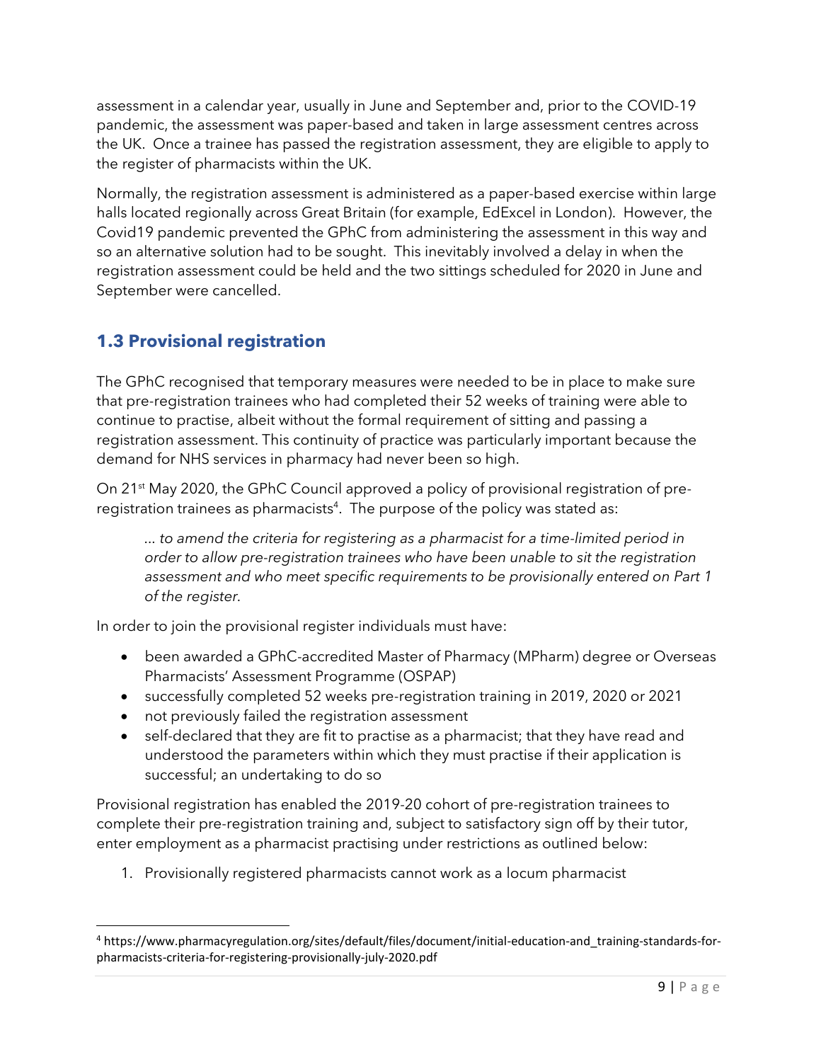assessment in a calendar year, usually in June and September and, prior to the COVID-19 pandemic, the assessment was paper-based and taken in large assessment centres across the UK. Once a trainee has passed the registration assessment, they are eligible to apply to the register of pharmacists within the UK.

Normally, the registration assessment is administered as a paper-based exercise within large halls located regionally across Great Britain (for example, EdExcel in London). However, the Covid19 pandemic prevented the GPhC from administering the assessment in this way and so an alternative solution had to be sought. This inevitably involved a delay in when the registration assessment could be held and the two sittings scheduled for 2020 in June and September were cancelled.

## 1.3 Provisional registration

The GPhC recognised that temporary measures were needed to be in place to make sure that pre-registration trainees who had completed their 52 weeks of training were able to continue to practise, albeit without the formal requirement of sitting and passing a registration assessment. This continuity of practice was particularly important because the demand for NHS services in pharmacy had never been so high.

On 21st May 2020, the GPhC Council approved a policy of provisional registration of pre-registration trainees as pharmacists[4]. The purpose of the policy was stated as:

> *... to amend the criteria for registering as a pharmacist for a time-limited period in order to allow pre-registration trainees who have been unable to sit the registration assessment and who meet specific requirements to be provisionally entered on Part 1 of the register.*

In order to join the provisional register individuals must have:

- been awarded a GPhC-accredited Master of Pharmacy (MPharm) degree or Overseas Pharmacists' Assessment Programme (OSPAP)
- successfully completed 52 weeks pre-registration training in 2019, 2020 or 2021
- not previously failed the registration assessment
- self-declared that they are fit to practise as a pharmacist; that they have read and understood the parameters within which they must practise if their application is successful; an undertaking to do so

Provisional registration has enabled the 2019-20 cohort of pre-registration trainees to complete their pre-registration training and, subject to satisfactory sign off by their tutor, enter employment as a pharmacist practising under restrictions as outlined below:

1. Provisionally registered pharmacists cannot work as a locum pharmacist

---

[4] https://www.pharmacyregulation.org/sites/default/files/document/initial-education-and_training-standards-for-pharmacists-criteria-for-registering-provisionally-july-2020.pdf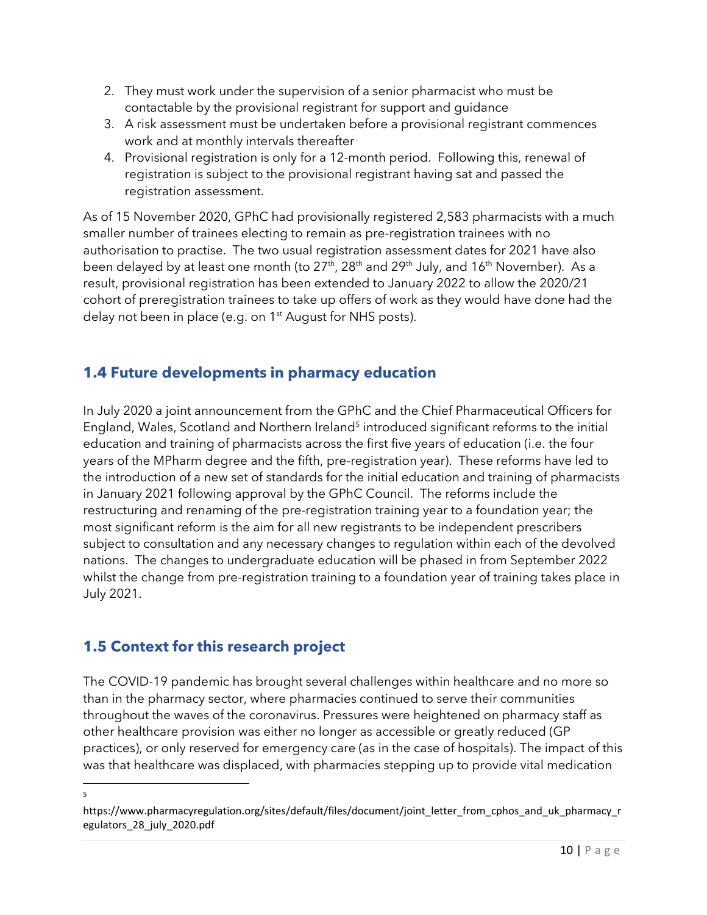2. They must work under the supervision of a senior pharmacist who must be contactable by the provisional registrant for support and guidance
3. A risk assessment must be undertaken before a provisional registrant commences work and at monthly intervals thereafter
4. Provisional registration is only for a 12-month period. Following this, renewal of registration is subject to the provisional registrant having sat and passed the registration assessment.

As of 15 November 2020, GPhC had provisionally registered 2,583 pharmacists with a much smaller number of trainees electing to remain as pre-registration trainees with no authorisation to practise. The two usual registration assessment dates for 2021 have also been delayed by at least one month (to 27th, 28th and 29th July, and 16th November). As a result, provisional registration has been extended to January 2022 to allow the 2020/21 cohort of preregistration trainees to take up offers of work as they would have done had the delay not been in place (e.g. on 1st August for NHS posts).

## 1.4 Future developments in pharmacy education

In July 2020 a joint announcement from the GPhC and the Chief Pharmaceutical Officers for England, Wales, Scotland and Northern Ireland[5] introduced significant reforms to the initial education and training of pharmacists across the first five years of education (i.e. the four years of the MPharm degree and the fifth, pre-registration year). These reforms have led to the introduction of a new set of standards for the initial education and training of pharmacists in January 2021 following approval by the GPhC Council. The reforms include the restructuring and renaming of the pre-registration training year to a foundation year; the most significant reform is the aim for all new registrants to be independent prescribers subject to consultation and any necessary changes to regulation within each of the devolved nations. The changes to undergraduate education will be phased in from September 2022 whilst the change from pre-registration training to a foundation year of training takes place in July 2021.

## 1.5 Context for this research project

The COVID-19 pandemic has brought several challenges within healthcare and no more so than in the pharmacy sector, where pharmacies continued to serve their communities throughout the waves of the coronavirus. Pressures were heightened on pharmacy staff as other healthcare provision was either no longer as accessible or greatly reduced (GP practices), or only reserved for emergency care (as in the case of hospitals). The impact of this was that healthcare was displaced, with pharmacies stepping up to provide vital medication

---

[5] https://www.pharmacyregulation.org/sites/default/files/document/joint_letter_from_cphos_and_uk_pharmacy_regulators_28_july_2020.pdf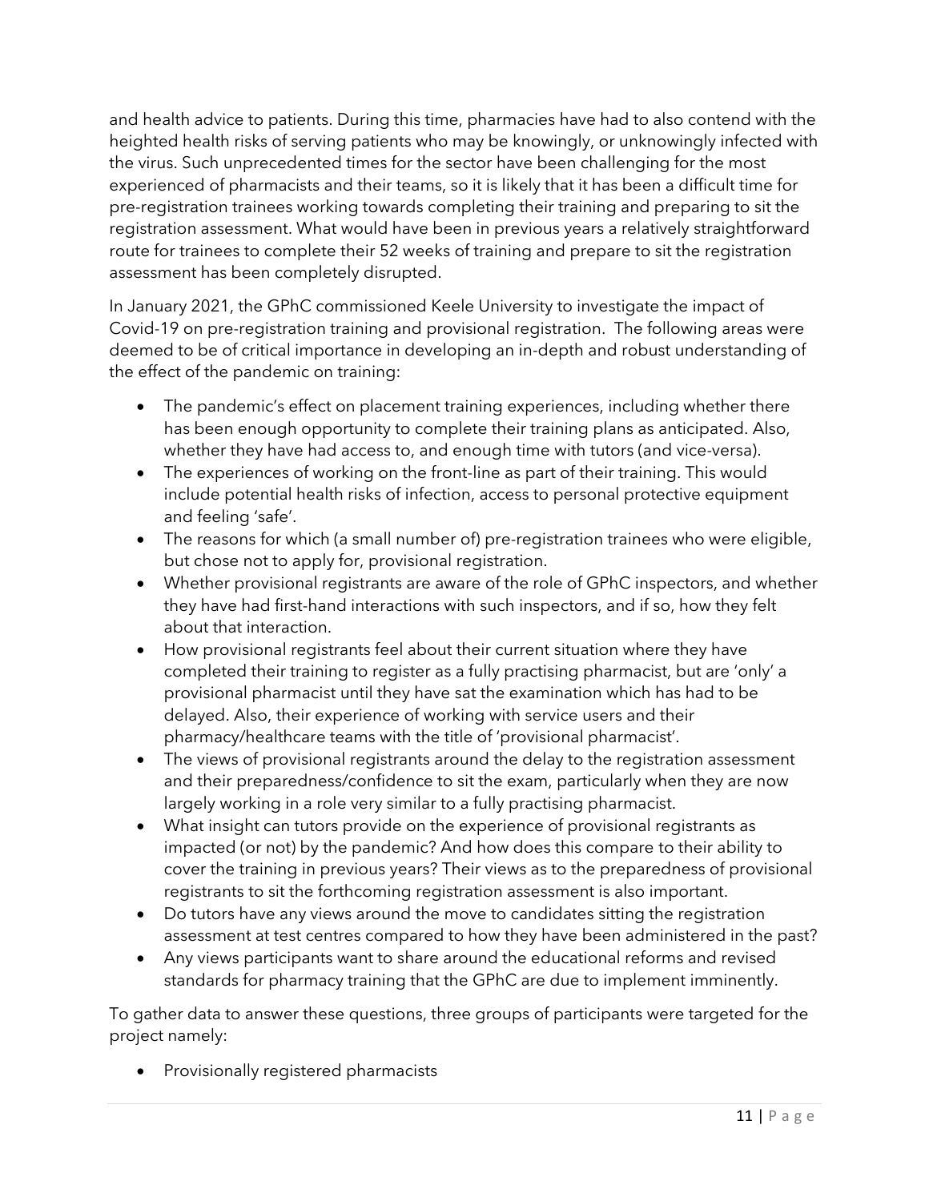and health advice to patients. During this time, pharmacies have had to also contend with the heighted health risks of serving patients who may be knowingly, or unknowingly infected with the virus. Such unprecedented times for the sector have been challenging for the most experienced of pharmacists and their teams, so it is likely that it has been a difficult time for pre-registration trainees working towards completing their training and preparing to sit the registration assessment. What would have been in previous years a relatively straightforward route for trainees to complete their 52 weeks of training and prepare to sit the registration assessment has been completely disrupted.

In January 2021, the GPhC commissioned Keele University to investigate the impact of Covid-19 on pre-registration training and provisional registration. The following areas were deemed to be of critical importance in developing an in-depth and robust understanding of the effect of the pandemic on training:

- The pandemic's effect on placement training experiences, including whether there has been enough opportunity to complete their training plans as anticipated. Also, whether they have had access to, and enough time with tutors (and vice-versa).
- The experiences of working on the front-line as part of their training. This would include potential health risks of infection, access to personal protective equipment and feeling 'safe'.
- The reasons for which (a small number of) pre-registration trainees who were eligible, but chose not to apply for, provisional registration.
- Whether provisional registrants are aware of the role of GPhC inspectors, and whether they have had first-hand interactions with such inspectors, and if so, how they felt about that interaction.
- How provisional registrants feel about their current situation where they have completed their training to register as a fully practising pharmacist, but are 'only' a provisional pharmacist until they have sat the examination which has had to be delayed. Also, their experience of working with service users and their pharmacy/healthcare teams with the title of 'provisional pharmacist'.
- The views of provisional registrants around the delay to the registration assessment and their preparedness/confidence to sit the exam, particularly when they are now largely working in a role very similar to a fully practising pharmacist.
- What insight can tutors provide on the experience of provisional registrants as impacted (or not) by the pandemic? And how does this compare to their ability to cover the training in previous years? Their views as to the preparedness of provisional registrants to sit the forthcoming registration assessment is also important.
- Do tutors have any views around the move to candidates sitting the registration assessment at test centres compared to how they have been administered in the past?
- Any views participants want to share around the educational reforms and revised standards for pharmacy training that the GPhC are due to implement imminently.

To gather data to answer these questions, three groups of participants were targeted for the project namely:

- Provisionally registered pharmacists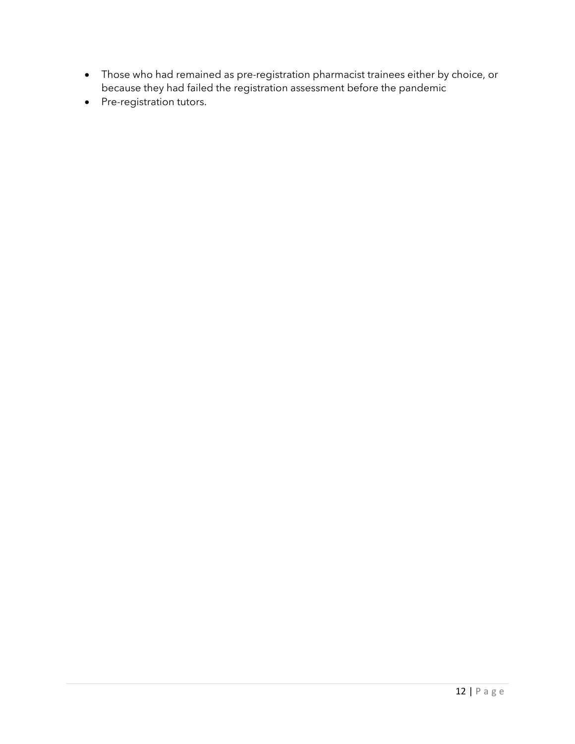- Those who had remained as pre-registration pharmacist trainees either by choice, or because they had failed the registration assessment before the pandemic
- Pre-registration tutors.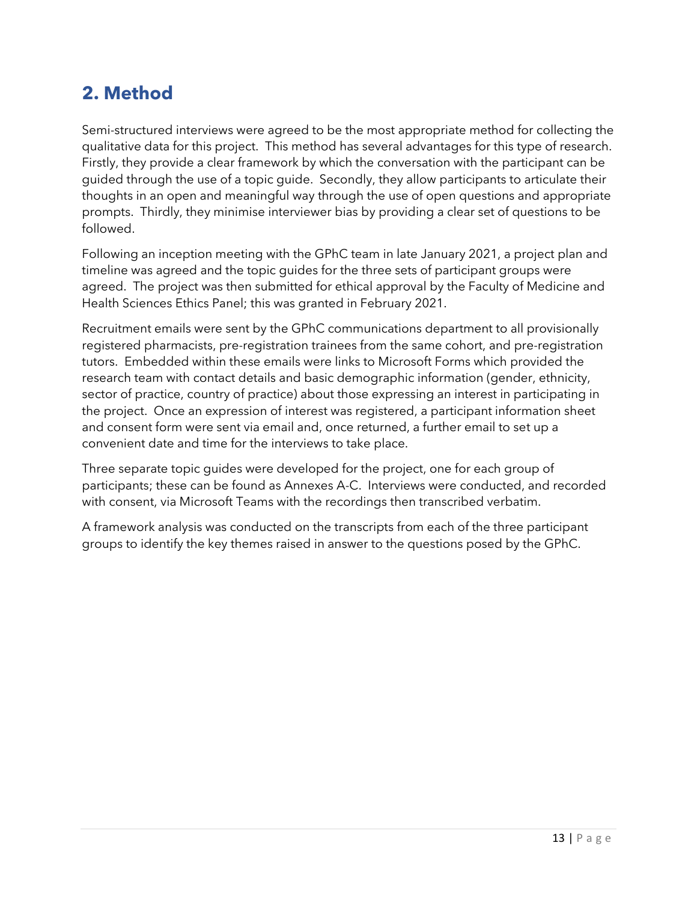## 2. Method

Semi-structured interviews were agreed to be the most appropriate method for collecting the qualitative data for this project. This method has several advantages for this type of research. Firstly, they provide a clear framework by which the conversation with the participant can be guided through the use of a topic guide. Secondly, they allow participants to articulate their thoughts in an open and meaningful way through the use of open questions and appropriate prompts. Thirdly, they minimise interviewer bias by providing a clear set of questions to be followed.

Following an inception meeting with the GPhC team in late January 2021, a project plan and timeline was agreed and the topic guides for the three sets of participant groups were agreed. The project was then submitted for ethical approval by the Faculty of Medicine and Health Sciences Ethics Panel; this was granted in February 2021.

Recruitment emails were sent by the GPhC communications department to all provisionally registered pharmacists, pre-registration trainees from the same cohort, and pre-registration tutors. Embedded within these emails were links to Microsoft Forms which provided the research team with contact details and basic demographic information (gender, ethnicity, sector of practice, country of practice) about those expressing an interest in participating in the project. Once an expression of interest was registered, a participant information sheet and consent form were sent via email and, once returned, a further email to set up a convenient date and time for the interviews to take place.

Three separate topic guides were developed for the project, one for each group of participants; these can be found as Annexes A-C. Interviews were conducted, and recorded with consent, via Microsoft Teams with the recordings then transcribed verbatim.

A framework analysis was conducted on the transcripts from each of the three participant groups to identify the key themes raised in answer to the questions posed by the GPhC.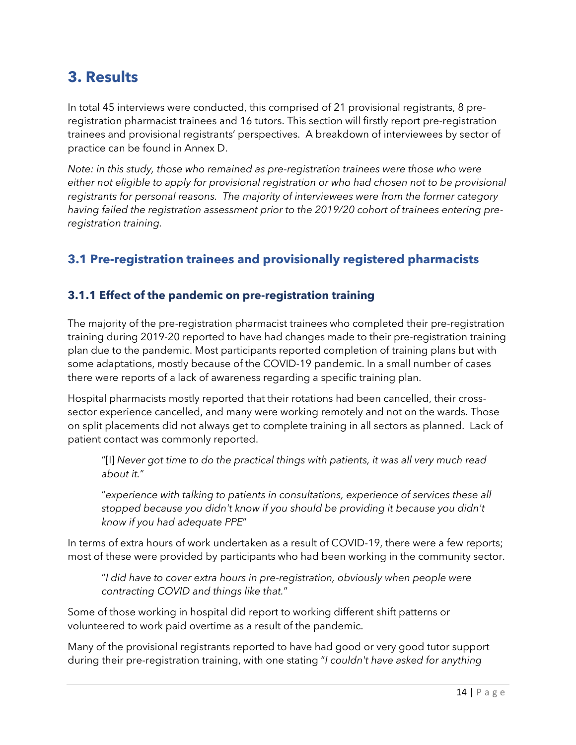# 3. Results

In total 45 interviews were conducted, this comprised of 21 provisional registrants, 8 pre-registration pharmacist trainees and 16 tutors. This section will firstly report pre-registration trainees and provisional registrants' perspectives. A breakdown of interviewees by sector of practice can be found in Annex D.

*Note: in this study, those who remained as pre-registration trainees were those who were either not eligible to apply for provisional registration or who had chosen not to be provisional registrants for personal reasons. The majority of interviewees were from the former category having failed the registration assessment prior to the 2019/20 cohort of trainees entering pre-registration training.*

## 3.1 Pre-registration trainees and provisionally registered pharmacists

### 3.1.1 Effect of the pandemic on pre-registration training

The majority of the pre-registration pharmacist trainees who completed their pre-registration training during 2019-20 reported to have had changes made to their pre-registration training plan due to the pandemic. Most participants reported completion of training plans but with some adaptations, mostly because of the COVID-19 pandemic. In a small number of cases there were reports of a lack of awareness regarding a specific training plan.

Hospital pharmacists mostly reported that their rotations had been cancelled, their cross-sector experience cancelled, and many were working remotely and not on the wards. Those on split placements did not always get to complete training in all sectors as planned. Lack of patient contact was commonly reported.

> "[I] *Never got time to do the practical things with patients, it was all very much read about it.*"
>
> "*experience with talking to patients in consultations, experience of services these all stopped because you didn't know if you should be providing it because you didn't know if you had adequate PPE*"

In terms of extra hours of work undertaken as a result of COVID-19, there were a few reports; most of these were provided by participants who had been working in the community sector.

> "*I did have to cover extra hours in pre-registration, obviously when people were contracting COVID and things like that.*"

Some of those working in hospital did report to working different shift patterns or volunteered to work paid overtime as a result of the pandemic.

Many of the provisional registrants reported to have had good or very good tutor support during their pre-registration training, with one stating "*I couldn't have asked for anything*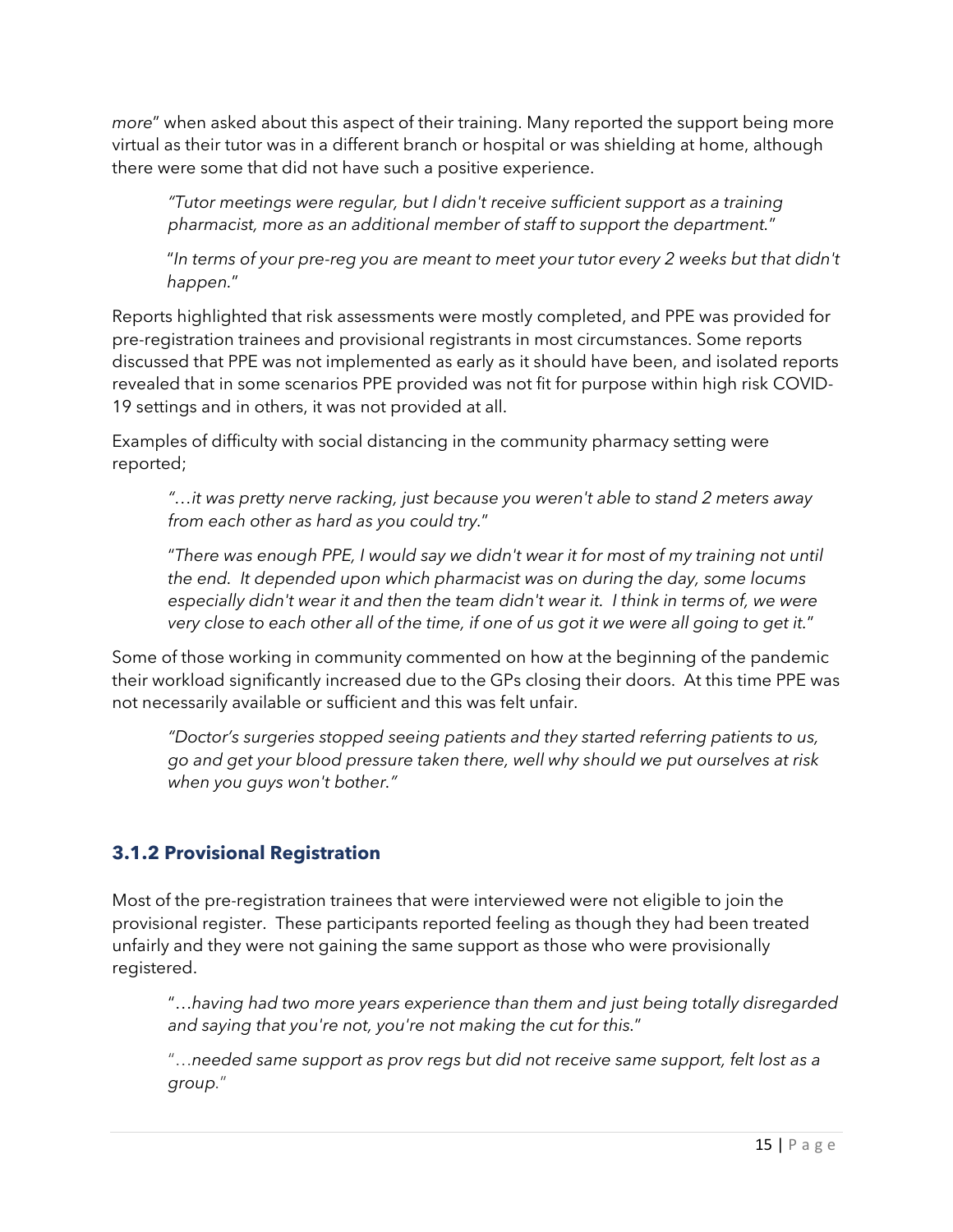*more*" when asked about this aspect of their training. Many reported the support being more virtual as their tutor was in a different branch or hospital or was shielding at home, although there were some that did not have such a positive experience.

> *"Tutor meetings were regular, but I didn't receive sufficient support as a training pharmacist, more as an additional member of staff to support the department."*

> "*In terms of your pre-reg you are meant to meet your tutor every 2 weeks but that didn't happen.*"

Reports highlighted that risk assessments were mostly completed, and PPE was provided for pre-registration trainees and provisional registrants in most circumstances. Some reports discussed that PPE was not implemented as early as it should have been, and isolated reports revealed that in some scenarios PPE provided was not fit for purpose within high risk COVID-19 settings and in others, it was not provided at all.

Examples of difficulty with social distancing in the community pharmacy setting were reported;

> *"…it was pretty nerve racking, just because you weren't able to stand 2 meters away from each other as hard as you could try."*

> "*There was enough PPE, I would say we didn't wear it for most of my training not until the end. It depended upon which pharmacist was on during the day, some locums especially didn't wear it and then the team didn't wear it. I think in terms of, we were very close to each other all of the time, if one of us got it we were all going to get it.*"

Some of those working in community commented on how at the beginning of the pandemic their workload significantly increased due to the GPs closing their doors. At this time PPE was not necessarily available or sufficient and this was felt unfair.

> *"Doctor's surgeries stopped seeing patients and they started referring patients to us, go and get your blood pressure taken there, well why should we put ourselves at risk when you guys won't bother."*

### 3.1.2 Provisional Registration

Most of the pre-registration trainees that were interviewed were not eligible to join the provisional register. These participants reported feeling as though they had been treated unfairly and they were not gaining the same support as those who were provisionally registered.

> "*…having had two more years experience than them and just being totally disregarded and saying that you're not, you're not making the cut for this.*"

> "*…needed same support as prov regs but did not receive same support, felt lost as a group.*"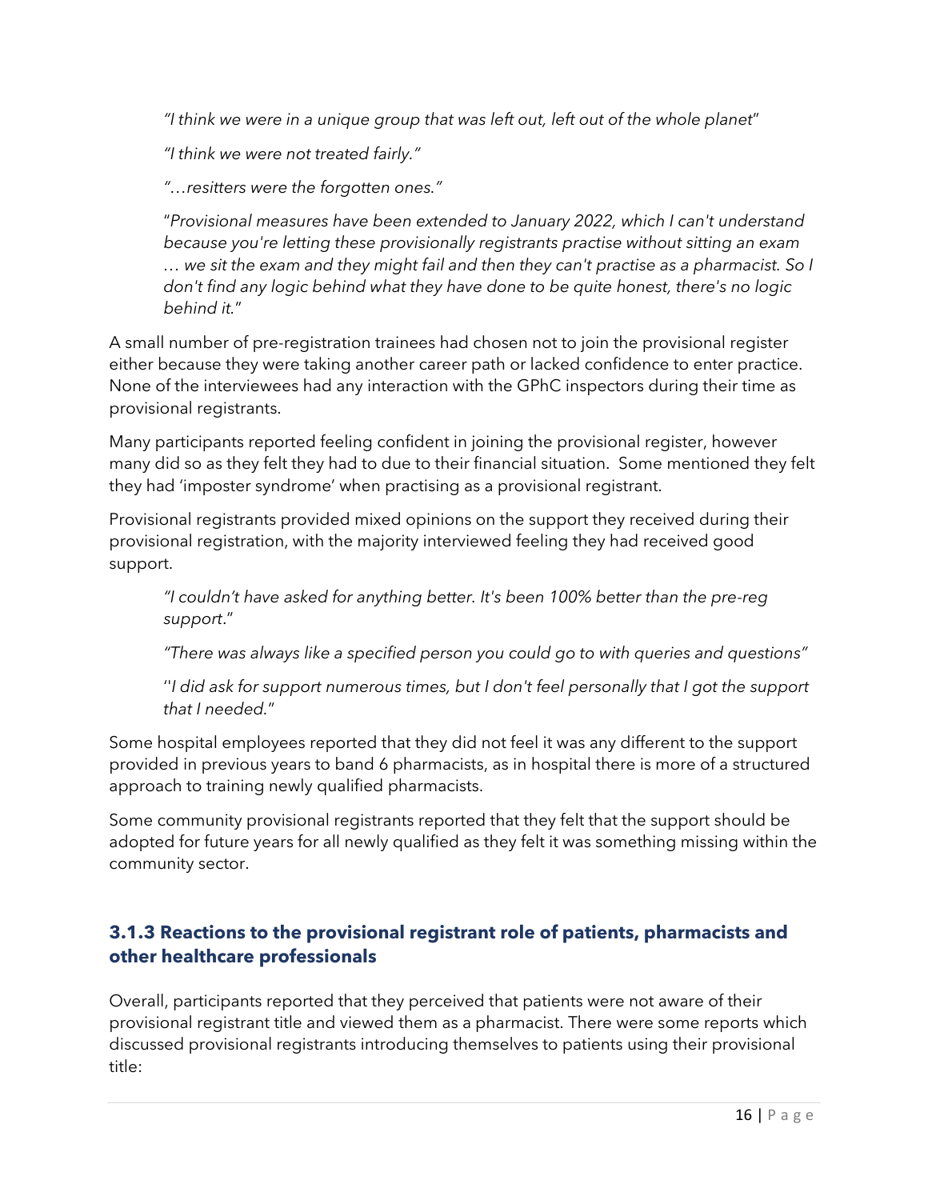> *"I think we were in a unique group that was left out, left out of the whole planet"*
>
> *"I think we were not treated fairly."*
>
> *"…resitters were the forgotten ones."*
>
> "*Provisional measures have been extended to January 2022, which I can't understand because you're letting these provisionally registrants practise without sitting an exam … we sit the exam and they might fail and then they can't practise as a pharmacist. So I don't find any logic behind what they have done to be quite honest, there's no logic behind it.*"

A small number of pre-registration trainees had chosen not to join the provisional register either because they were taking another career path or lacked confidence to enter practice. None of the interviewees had any interaction with the GPhC inspectors during their time as provisional registrants.

Many participants reported feeling confident in joining the provisional register, however many did so as they felt they had to due to their financial situation. Some mentioned they felt they had 'imposter syndrome' when practising as a provisional registrant.

Provisional registrants provided mixed opinions on the support they received during their provisional registration, with the majority interviewed feeling they had received good support.

> *"I couldn't have asked for anything better. It's been 100% better than the pre-reg support*."
>
> *"There was always like a specified person you could go to with queries and questions"*
>
> ''*I did ask for support numerous times, but I don't feel personally that I got the support that I needed.*"

Some hospital employees reported that they did not feel it was any different to the support provided in previous years to band 6 pharmacists, as in hospital there is more of a structured approach to training newly qualified pharmacists.

Some community provisional registrants reported that they felt that the support should be adopted for future years for all newly qualified as they felt it was something missing within the community sector.

### 3.1.3 Reactions to the provisional registrant role of patients, pharmacists and other healthcare professionals

Overall, participants reported that they perceived that patients were not aware of their provisional registrant title and viewed them as a pharmacist. There were some reports which discussed provisional registrants introducing themselves to patients using their provisional title: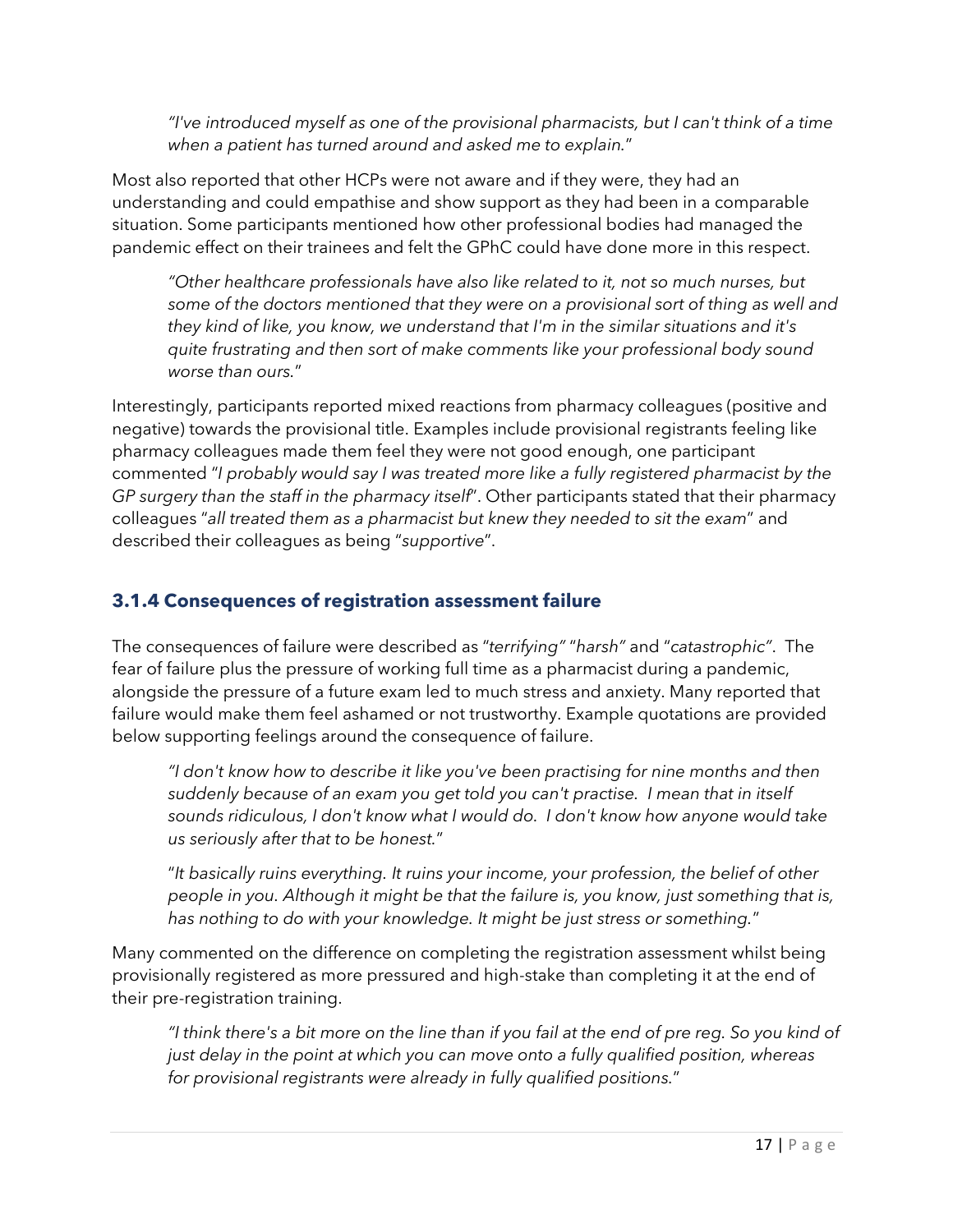*"I've introduced myself as one of the provisional pharmacists, but I can't think of a time when a patient has turned around and asked me to explain."*

Most also reported that other HCPs were not aware and if they were, they had an understanding and could empathise and show support as they had been in a comparable situation. Some participants mentioned how other professional bodies had managed the pandemic effect on their trainees and felt the GPhC could have done more in this respect.

*"Other healthcare professionals have also like related to it, not so much nurses, but some of the doctors mentioned that they were on a provisional sort of thing as well and they kind of like, you know, we understand that I'm in the similar situations and it's quite frustrating and then sort of make comments like your professional body sound worse than ours."*

Interestingly, participants reported mixed reactions from pharmacy colleagues (positive and negative) towards the provisional title. Examples include provisional registrants feeling like pharmacy colleagues made them feel they were not good enough, one participant commented "*I probably would say I was treated more like a fully registered pharmacist by the GP surgery than the staff in the pharmacy itself*". Other participants stated that their pharmacy colleagues "*all treated them as a pharmacist but knew they needed to sit the exam*" and described their colleagues as being "*supportive*".

### 3.1.4 Consequences of registration assessment failure

The consequences of failure were described as "*terrifying*" "*harsh*" and "*catastrophic*". The fear of failure plus the pressure of working full time as a pharmacist during a pandemic, alongside the pressure of a future exam led to much stress and anxiety. Many reported that failure would make them feel ashamed or not trustworthy. Example quotations are provided below supporting feelings around the consequence of failure.

*"I don't know how to describe it like you've been practising for nine months and then suddenly because of an exam you get told you can't practise. I mean that in itself sounds ridiculous, I don't know what I would do. I don't know how anyone would take us seriously after that to be honest."*

*"It basically ruins everything. It ruins your income, your profession, the belief of other people in you. Although it might be that the failure is, you know, just something that is, has nothing to do with your knowledge. It might be just stress or something."*

Many commented on the difference on completing the registration assessment whilst being provisionally registered as more pressured and high-stake than completing it at the end of their pre-registration training.

*"I think there's a bit more on the line than if you fail at the end of pre reg. So you kind of just delay in the point at which you can move onto a fully qualified position, whereas for provisional registrants were already in fully qualified positions."*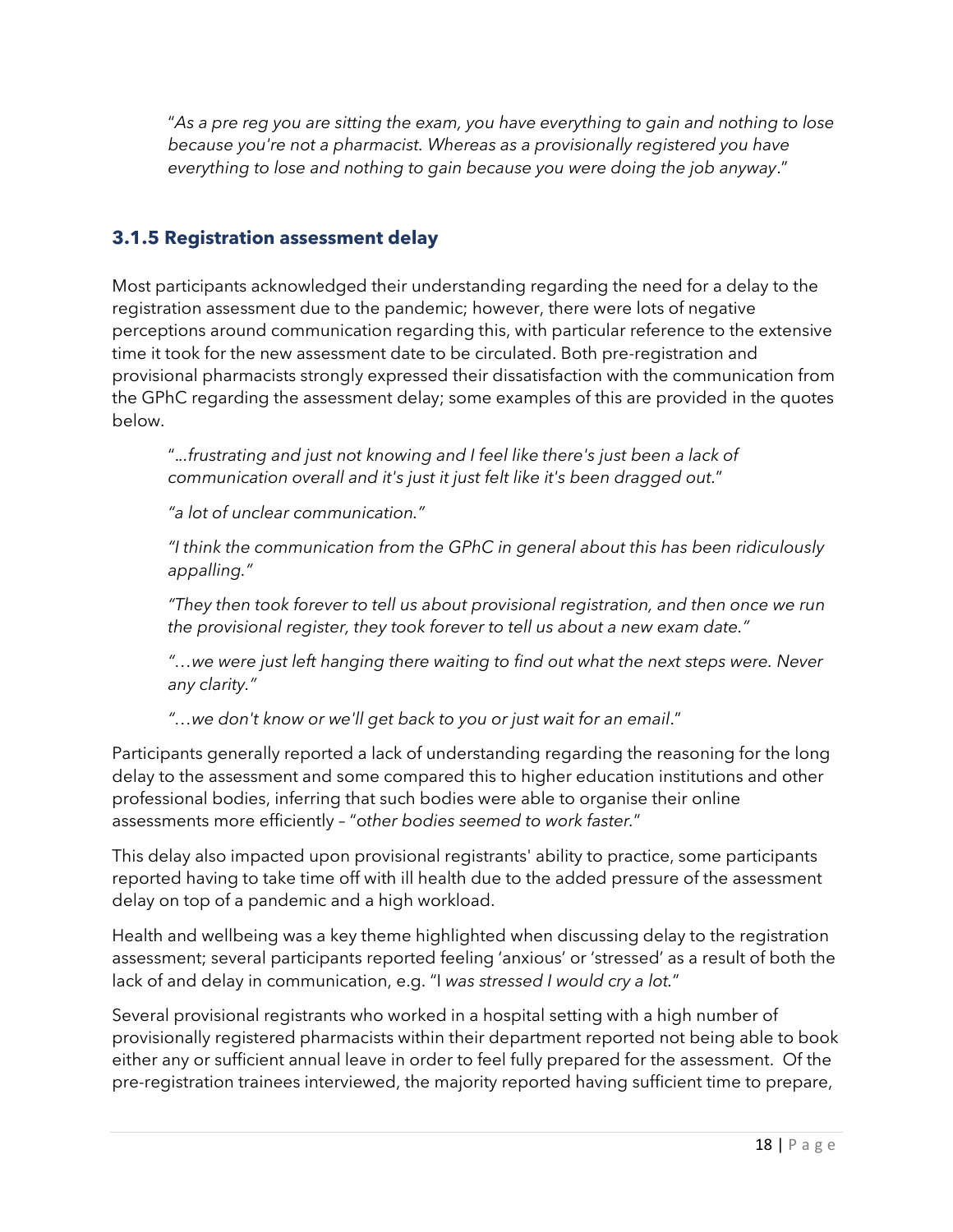"*As a pre reg you are sitting the exam, you have everything to gain and nothing to lose because you're not a pharmacist. Whereas as a provisionally registered you have everything to lose and nothing to gain because you were doing the job anyway*."

### 3.1.5 Registration assessment delay

Most participants acknowledged their understanding regarding the need for a delay to the registration assessment due to the pandemic; however, there were lots of negative perceptions around communication regarding this, with particular reference to the extensive time it took for the new assessment date to be circulated. Both pre-registration and provisional pharmacists strongly expressed their dissatisfaction with the communication from the GPhC regarding the assessment delay; some examples of this are provided in the quotes below.

"*...frustrating and just not knowing and I feel like there's just been a lack of communication overall and it's just it just felt like it's been dragged out.*"

*"a lot of unclear communication."*

*"I think the communication from the GPhC in general about this has been ridiculously appalling."*

*"They then took forever to tell us about provisional registration, and then once we run the provisional register, they took forever to tell us about a new exam date."*

*"…we were just left hanging there waiting to find out what the next steps were. Never any clarity."*

*"…we don't know or we'll get back to you or just wait for an email*."

Participants generally reported a lack of understanding regarding the reasoning for the long delay to the assessment and some compared this to higher education institutions and other professional bodies, inferring that such bodies were able to organise their online assessments more efficiently – "*other bodies seemed to work faster.*"

This delay also impacted upon provisional registrants' ability to practice, some participants reported having to take time off with ill health due to the added pressure of the assessment delay on top of a pandemic and a high workload.

Health and wellbeing was a key theme highlighted when discussing delay to the registration assessment; several participants reported feeling 'anxious' or 'stressed' as a result of both the lack of and delay in communication, e.g. "I *was stressed I would cry a lot.*"

Several provisional registrants who worked in a hospital setting with a high number of provisionally registered pharmacists within their department reported not being able to book either any or sufficient annual leave in order to feel fully prepared for the assessment. Of the pre-registration trainees interviewed, the majority reported having sufficient time to prepare,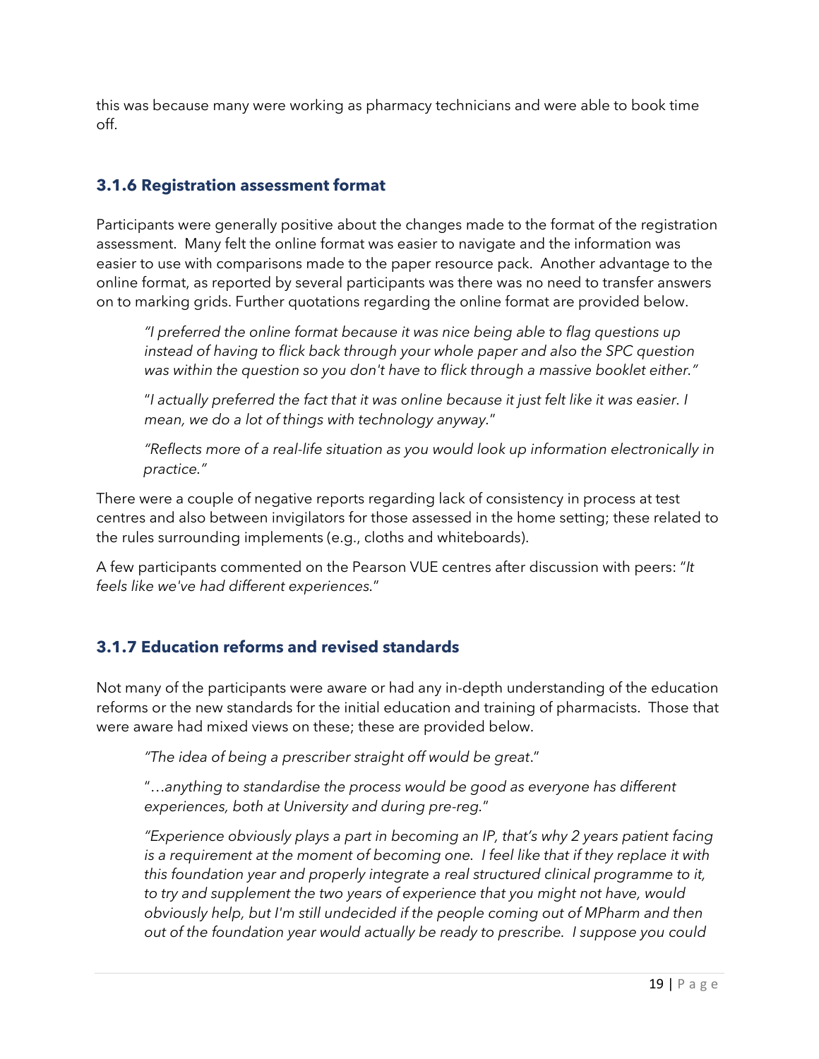this was because many were working as pharmacy technicians and were able to book time off.

### 3.1.6 Registration assessment format

Participants were generally positive about the changes made to the format of the registration assessment. Many felt the online format was easier to navigate and the information was easier to use with comparisons made to the paper resource pack. Another advantage to the online format, as reported by several participants was there was no need to transfer answers on to marking grids. Further quotations regarding the online format are provided below.

> *"I preferred the online format because it was nice being able to flag questions up instead of having to flick back through your whole paper and also the SPC question was within the question so you don't have to flick through a massive booklet either."*
>
> "*I actually preferred the fact that it was online because it just felt like it was easier. I mean, we do a lot of things with technology anyway.*"
>
> *"Reflects more of a real-life situation as you would look up information electronically in practice."*

There were a couple of negative reports regarding lack of consistency in process at test centres and also between invigilators for those assessed in the home setting; these related to the rules surrounding implements (e.g., cloths and whiteboards).

A few participants commented on the Pearson VUE centres after discussion with peers: "*It feels like we've had different experiences.*"

### 3.1.7 Education reforms and revised standards

Not many of the participants were aware or had any in-depth understanding of the education reforms or the new standards for the initial education and training of pharmacists. Those that were aware had mixed views on these; these are provided below.

> *"The idea of being a prescriber straight off would be great*."
>
> "*…anything to standardise the process would be good as everyone has different experiences, both at University and during pre-reg.*"
>
> *"Experience obviously plays a part in becoming an IP, that's why 2 years patient facing is a requirement at the moment of becoming one. I feel like that if they replace it with this foundation year and properly integrate a real structured clinical programme to it, to try and supplement the two years of experience that you might not have, would obviously help, but I'm still undecided if the people coming out of MPharm and then out of the foundation year would actually be ready to prescribe. I suppose you could*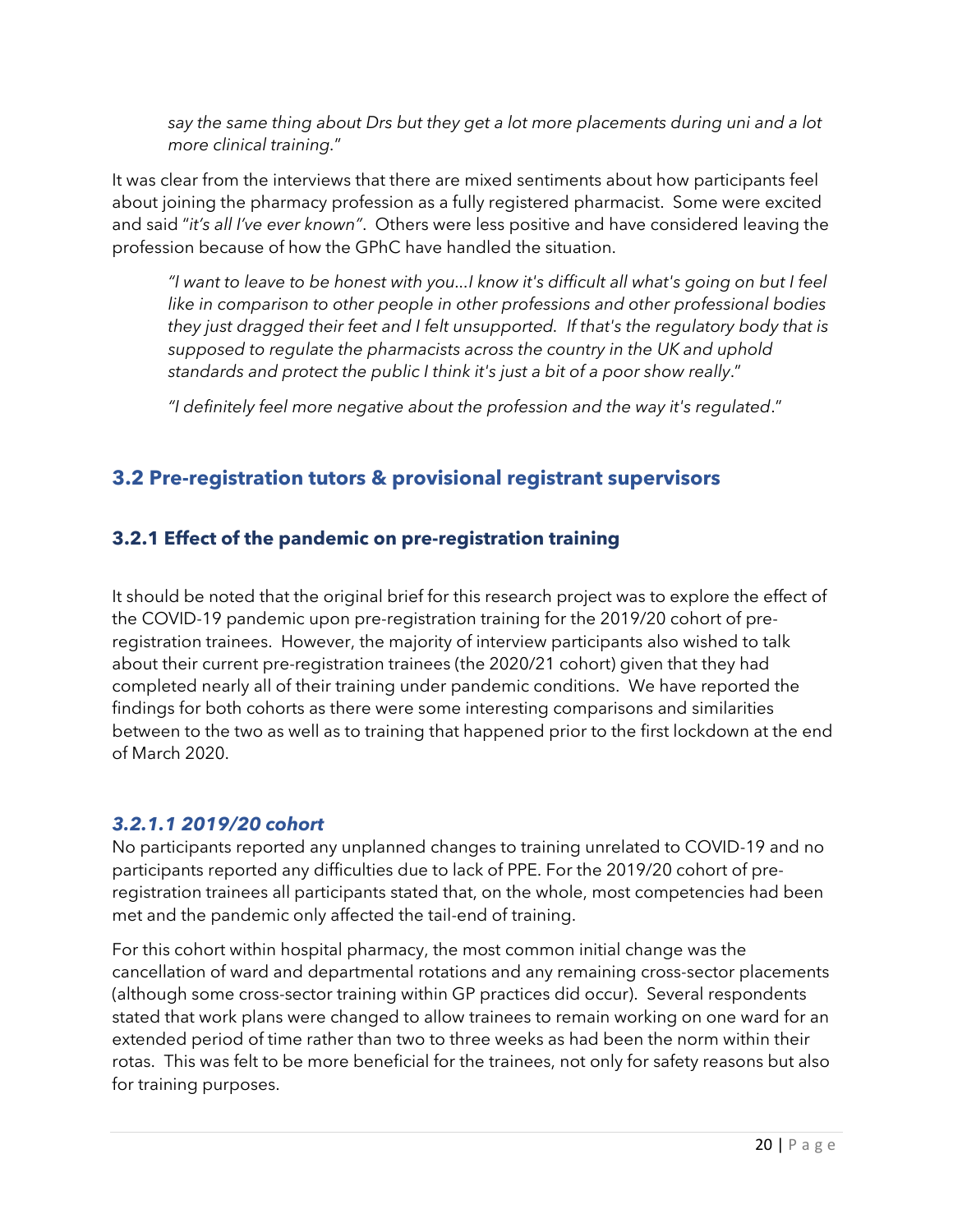> *say the same thing about Drs but they get a lot more placements during uni and a lot more clinical training.*"

It was clear from the interviews that there are mixed sentiments about how participants feel about joining the pharmacy profession as a fully registered pharmacist. Some were excited and said "*it's all I've ever known"*. Others were less positive and have considered leaving the profession because of how the GPhC have handled the situation.

> *"I want to leave to be honest with you…I know it's difficult all what's going on but I feel like in comparison to other people in other professions and other professional bodies they just dragged their feet and I felt unsupported. If that's the regulatory body that is supposed to regulate the pharmacists across the country in the UK and uphold standards and protect the public I think it's just a bit of a poor show really*."

> *"I definitely feel more negative about the profession and the way it's regulated*."

## 3.2 Pre-registration tutors & provisional registrant supervisors

### 3.2.1 Effect of the pandemic on pre-registration training

It should be noted that the original brief for this research project was to explore the effect of the COVID-19 pandemic upon pre-registration training for the 2019/20 cohort of pre-registration trainees. However, the majority of interview participants also wished to talk about their current pre-registration trainees (the 2020/21 cohort) given that they had completed nearly all of their training under pandemic conditions. We have reported the findings for both cohorts as there were some interesting comparisons and similarities between to the two as well as to training that happened prior to the first lockdown at the end of March 2020.

#### *3.2.1.1 2019/20 cohort*

No participants reported any unplanned changes to training unrelated to COVID-19 and no participants reported any difficulties due to lack of PPE. For the 2019/20 cohort of pre-registration trainees all participants stated that, on the whole, most competencies had been met and the pandemic only affected the tail-end of training.

For this cohort within hospital pharmacy, the most common initial change was the cancellation of ward and departmental rotations and any remaining cross-sector placements (although some cross-sector training within GP practices did occur). Several respondents stated that work plans were changed to allow trainees to remain working on one ward for an extended period of time rather than two to three weeks as had been the norm within their rotas. This was felt to be more beneficial for the trainees, not only for safety reasons but also for training purposes.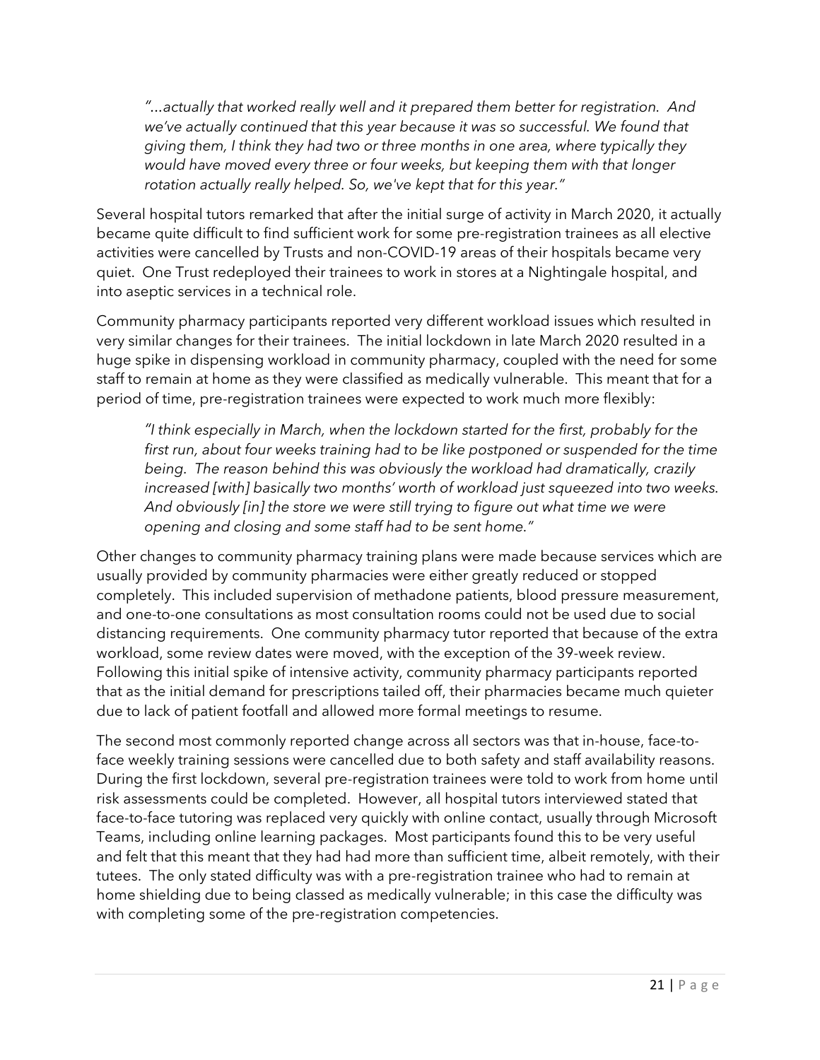*"…actually that worked really well and it prepared them better for registration. And we've actually continued that this year because it was so successful. We found that giving them, I think they had two or three months in one area, where typically they would have moved every three or four weeks, but keeping them with that longer rotation actually really helped. So, we've kept that for this year."*

Several hospital tutors remarked that after the initial surge of activity in March 2020, it actually became quite difficult to find sufficient work for some pre-registration trainees as all elective activities were cancelled by Trusts and non-COVID-19 areas of their hospitals became very quiet. One Trust redeployed their trainees to work in stores at a Nightingale hospital, and into aseptic services in a technical role.

Community pharmacy participants reported very different workload issues which resulted in very similar changes for their trainees. The initial lockdown in late March 2020 resulted in a huge spike in dispensing workload in community pharmacy, coupled with the need for some staff to remain at home as they were classified as medically vulnerable. This meant that for a period of time, pre-registration trainees were expected to work much more flexibly:

*"I think especially in March, when the lockdown started for the first, probably for the first run, about four weeks training had to be like postponed or suspended for the time being. The reason behind this was obviously the workload had dramatically, crazily increased [with] basically two months' worth of workload just squeezed into two weeks. And obviously [in] the store we were still trying to figure out what time we were opening and closing and some staff had to be sent home."*

Other changes to community pharmacy training plans were made because services which are usually provided by community pharmacies were either greatly reduced or stopped completely. This included supervision of methadone patients, blood pressure measurement, and one-to-one consultations as most consultation rooms could not be used due to social distancing requirements. One community pharmacy tutor reported that because of the extra workload, some review dates were moved, with the exception of the 39-week review. Following this initial spike of intensive activity, community pharmacy participants reported that as the initial demand for prescriptions tailed off, their pharmacies became much quieter due to lack of patient footfall and allowed more formal meetings to resume.

The second most commonly reported change across all sectors was that in-house, face-to-face weekly training sessions were cancelled due to both safety and staff availability reasons. During the first lockdown, several pre-registration trainees were told to work from home until risk assessments could be completed. However, all hospital tutors interviewed stated that face-to-face tutoring was replaced very quickly with online contact, usually through Microsoft Teams, including online learning packages. Most participants found this to be very useful and felt that this meant that they had had more than sufficient time, albeit remotely, with their tutees. The only stated difficulty was with a pre-registration trainee who had to remain at home shielding due to being classed as medically vulnerable; in this case the difficulty was with completing some of the pre-registration competencies.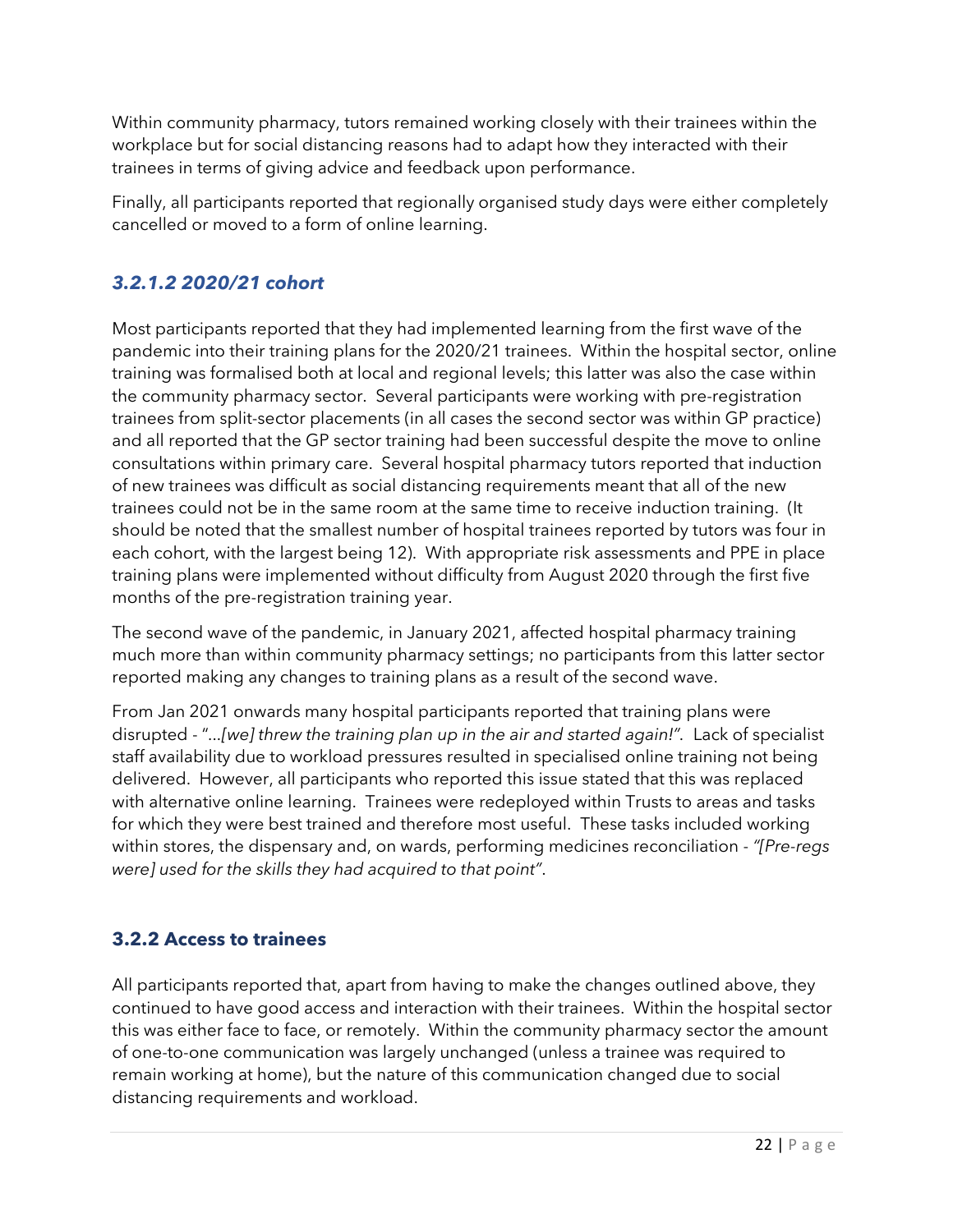Within community pharmacy, tutors remained working closely with their trainees within the workplace but for social distancing reasons had to adapt how they interacted with their trainees in terms of giving advice and feedback upon performance.

Finally, all participants reported that regionally organised study days were either completely cancelled or moved to a form of online learning.

#### *3.2.1.2 2020/21 cohort*

Most participants reported that they had implemented learning from the first wave of the pandemic into their training plans for the 2020/21 trainees. Within the hospital sector, online training was formalised both at local and regional levels; this latter was also the case within the community pharmacy sector. Several participants were working with pre-registration trainees from split-sector placements (in all cases the second sector was within GP practice) and all reported that the GP sector training had been successful despite the move to online consultations within primary care. Several hospital pharmacy tutors reported that induction of new trainees was difficult as social distancing requirements meant that all of the new trainees could not be in the same room at the same time to receive induction training. (It should be noted that the smallest number of hospital trainees reported by tutors was four in each cohort, with the largest being 12). With appropriate risk assessments and PPE in place training plans were implemented without difficulty from August 2020 through the first five months of the pre-registration training year.

The second wave of the pandemic, in January 2021, affected hospital pharmacy training much more than within community pharmacy settings; no participants from this latter sector reported making any changes to training plans as a result of the second wave.

From Jan 2021 onwards many hospital participants reported that training plans were disrupted - "…*[we] threw the training plan up in the air and started again!"*. Lack of specialist staff availability due to workload pressures resulted in specialised online training not being delivered. However, all participants who reported this issue stated that this was replaced with alternative online learning. Trainees were redeployed within Trusts to areas and tasks for which they were best trained and therefore most useful. These tasks included working within stores, the dispensary and, on wards, performing medicines reconciliation - *"[Pre-regs were] used for the skills they had acquired to that point"*.

### 3.2.2 Access to trainees

All participants reported that, apart from having to make the changes outlined above, they continued to have good access and interaction with their trainees. Within the hospital sector this was either face to face, or remotely. Within the community pharmacy sector the amount of one-to-one communication was largely unchanged (unless a trainee was required to remain working at home), but the nature of this communication changed due to social distancing requirements and workload.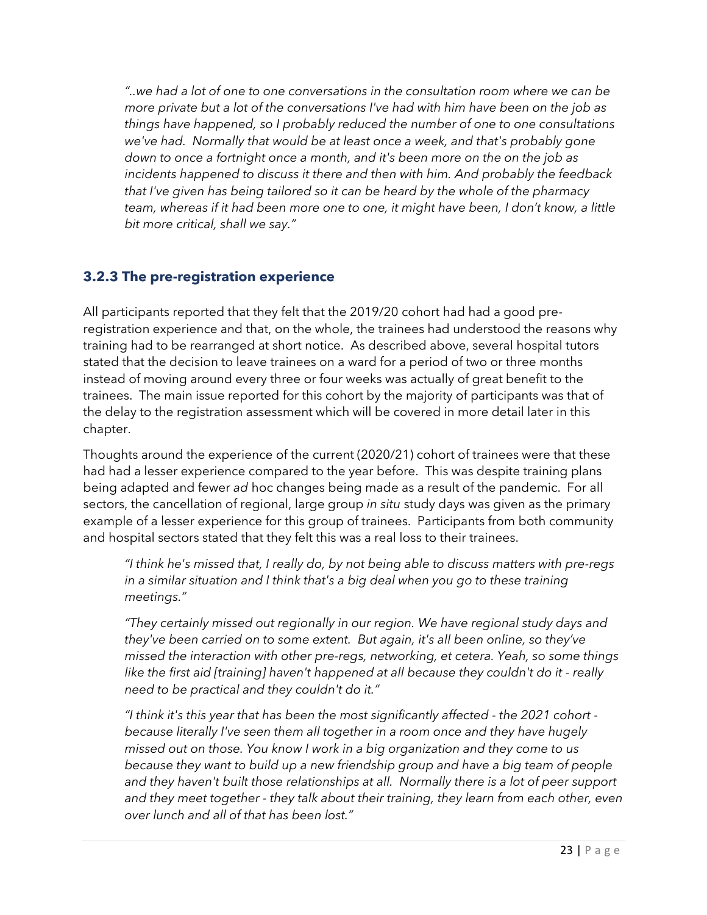*"..we had a lot of one to one conversations in the consultation room where we can be more private but a lot of the conversations I've had with him have been on the job as things have happened, so I probably reduced the number of one to one consultations we've had. Normally that would be at least once a week, and that's probably gone down to once a fortnight once a month, and it's been more on the on the job as incidents happened to discuss it there and then with him. And probably the feedback that I've given has being tailored so it can be heard by the whole of the pharmacy team, whereas if it had been more one to one, it might have been, I don't know, a little bit more critical, shall we say."*

### 3.2.3 The pre-registration experience

All participants reported that they felt that the 2019/20 cohort had had a good pre-registration experience and that, on the whole, the trainees had understood the reasons why training had to be rearranged at short notice. As described above, several hospital tutors stated that the decision to leave trainees on a ward for a period of two or three months instead of moving around every three or four weeks was actually of great benefit to the trainees. The main issue reported for this cohort by the majority of participants was that of the delay to the registration assessment which will be covered in more detail later in this chapter.

Thoughts around the experience of the current (2020/21) cohort of trainees were that these had had a lesser experience compared to the year before. This was despite training plans being adapted and fewer *ad* hoc changes being made as a result of the pandemic. For all sectors, the cancellation of regional, large group *in situ* study days was given as the primary example of a lesser experience for this group of trainees. Participants from both community and hospital sectors stated that they felt this was a real loss to their trainees.

*"I think he's missed that, I really do, by not being able to discuss matters with pre-regs in a similar situation and I think that's a big deal when you go to these training meetings."*

*"They certainly missed out regionally in our region. We have regional study days and they've been carried on to some extent. But again, it's all been online, so they've missed the interaction with other pre-regs, networking, et cetera. Yeah, so some things like the first aid [training] haven't happened at all because they couldn't do it - really need to be practical and they couldn't do it."*

*"I think it's this year that has been the most significantly affected - the 2021 cohort - because literally I've seen them all together in a room once and they have hugely missed out on those. You know I work in a big organization and they come to us because they want to build up a new friendship group and have a big team of people and they haven't built those relationships at all. Normally there is a lot of peer support and they meet together - they talk about their training, they learn from each other, even over lunch and all of that has been lost."*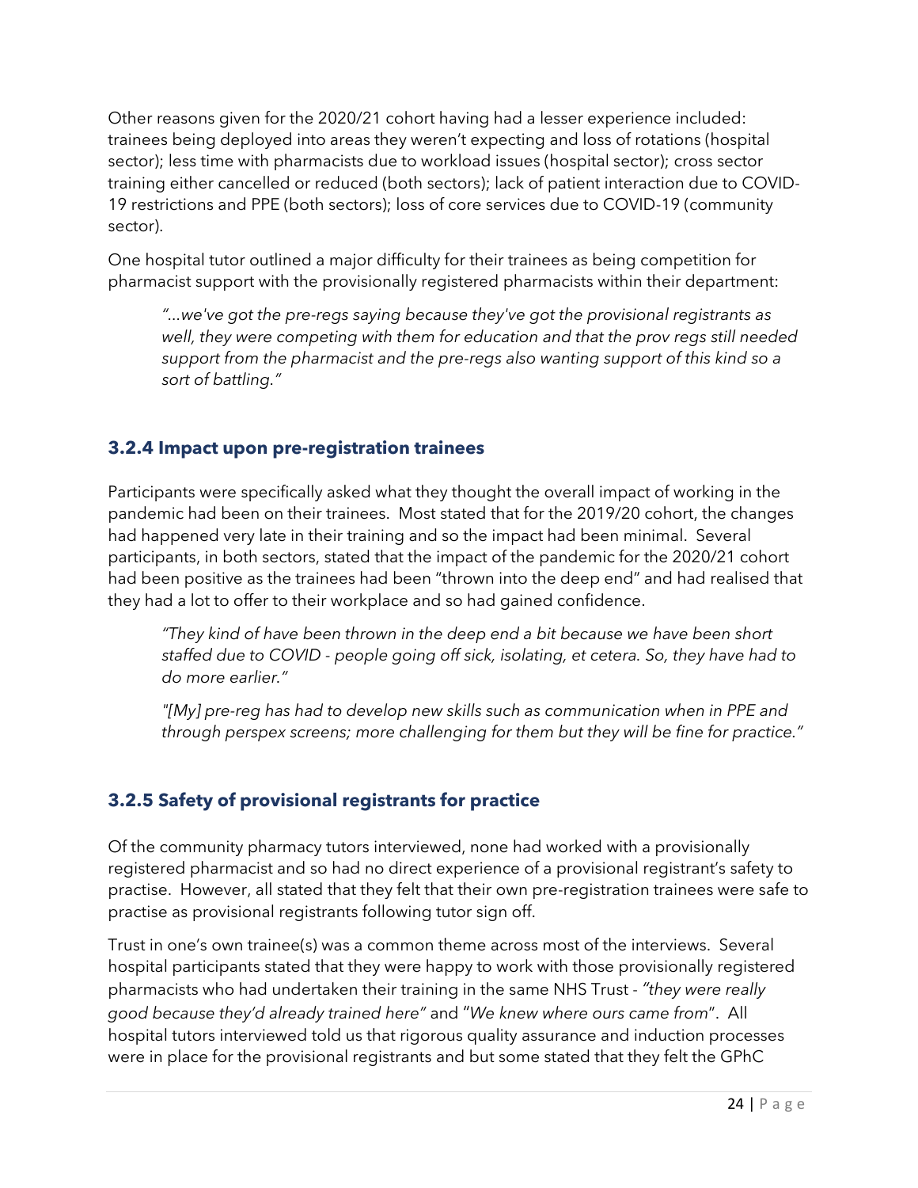Other reasons given for the 2020/21 cohort having had a lesser experience included: trainees being deployed into areas they weren't expecting and loss of rotations (hospital sector); less time with pharmacists due to workload issues (hospital sector); cross sector training either cancelled or reduced (both sectors); lack of patient interaction due to COVID-19 restrictions and PPE (both sectors); loss of core services due to COVID-19 (community sector).

One hospital tutor outlined a major difficulty for their trainees as being competition for pharmacist support with the provisionally registered pharmacists within their department:

> *"...we've got the pre-regs saying because they've got the provisional registrants as well, they were competing with them for education and that the prov regs still needed support from the pharmacist and the pre-regs also wanting support of this kind so a sort of battling."*

### 3.2.4 Impact upon pre-registration trainees

Participants were specifically asked what they thought the overall impact of working in the pandemic had been on their trainees. Most stated that for the 2019/20 cohort, the changes had happened very late in their training and so the impact had been minimal. Several participants, in both sectors, stated that the impact of the pandemic for the 2020/21 cohort had been positive as the trainees had been "thrown into the deep end" and had realised that they had a lot to offer to their workplace and so had gained confidence.

> *"They kind of have been thrown in the deep end a bit because we have been short staffed due to COVID - people going off sick, isolating, et cetera. So, they have had to do more earlier."*
>
> *"[My] pre-reg has had to develop new skills such as communication when in PPE and through perspex screens; more challenging for them but they will be fine for practice."*

### 3.2.5 Safety of provisional registrants for practice

Of the community pharmacy tutors interviewed, none had worked with a provisionally registered pharmacist and so had no direct experience of a provisional registrant's safety to practise. However, all stated that they felt that their own pre-registration trainees were safe to practise as provisional registrants following tutor sign off.

Trust in one's own trainee(s) was a common theme across most of the interviews. Several hospital participants stated that they were happy to work with those provisionally registered pharmacists who had undertaken their training in the same NHS Trust - *"they were really good because they'd already trained here"* and "*We knew where ours came from*". All hospital tutors interviewed told us that rigorous quality assurance and induction processes were in place for the provisional registrants and but some stated that they felt the GPhC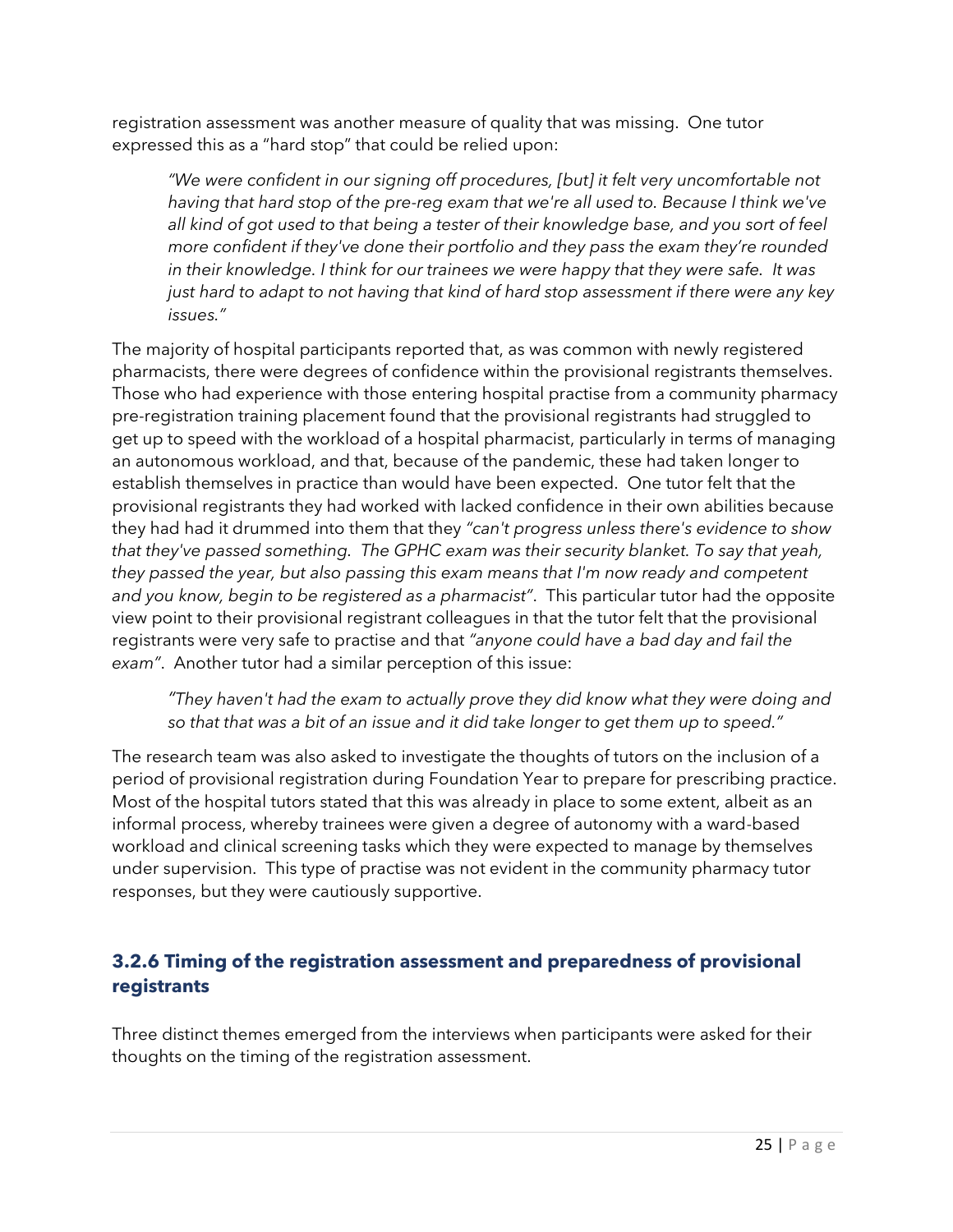registration assessment was another measure of quality that was missing. One tutor expressed this as a "hard stop" that could be relied upon:

> *"We were confident in our signing off procedures, [but] it felt very uncomfortable not having that hard stop of the pre-reg exam that we're all used to. Because I think we've all kind of got used to that being a tester of their knowledge base, and you sort of feel more confident if they've done their portfolio and they pass the exam they're rounded in their knowledge. I think for our trainees we were happy that they were safe. It was just hard to adapt to not having that kind of hard stop assessment if there were any key issues."*

The majority of hospital participants reported that, as was common with newly registered pharmacists, there were degrees of confidence within the provisional registrants themselves. Those who had experience with those entering hospital practise from a community pharmacy pre-registration training placement found that the provisional registrants had struggled to get up to speed with the workload of a hospital pharmacist, particularly in terms of managing an autonomous workload, and that, because of the pandemic, these had taken longer to establish themselves in practice than would have been expected. One tutor felt that the provisional registrants they had worked with lacked confidence in their own abilities because they had had it drummed into them that they *"can't progress unless there's evidence to show that they've passed something. The GPHC exam was their security blanket. To say that yeah, they passed the year, but also passing this exam means that I'm now ready and competent and you know, begin to be registered as a pharmacist"*. This particular tutor had the opposite view point to their provisional registrant colleagues in that the tutor felt that the provisional registrants were very safe to practise and that *"anyone could have a bad day and fail the exam"*. Another tutor had a similar perception of this issue:

> *"They haven't had the exam to actually prove they did know what they were doing and so that that was a bit of an issue and it did take longer to get them up to speed."*

The research team was also asked to investigate the thoughts of tutors on the inclusion of a period of provisional registration during Foundation Year to prepare for prescribing practice. Most of the hospital tutors stated that this was already in place to some extent, albeit as an informal process, whereby trainees were given a degree of autonomy with a ward-based workload and clinical screening tasks which they were expected to manage by themselves under supervision. This type of practise was not evident in the community pharmacy tutor responses, but they were cautiously supportive.

### 3.2.6 Timing of the registration assessment and preparedness of provisional registrants

Three distinct themes emerged from the interviews when participants were asked for their thoughts on the timing of the registration assessment.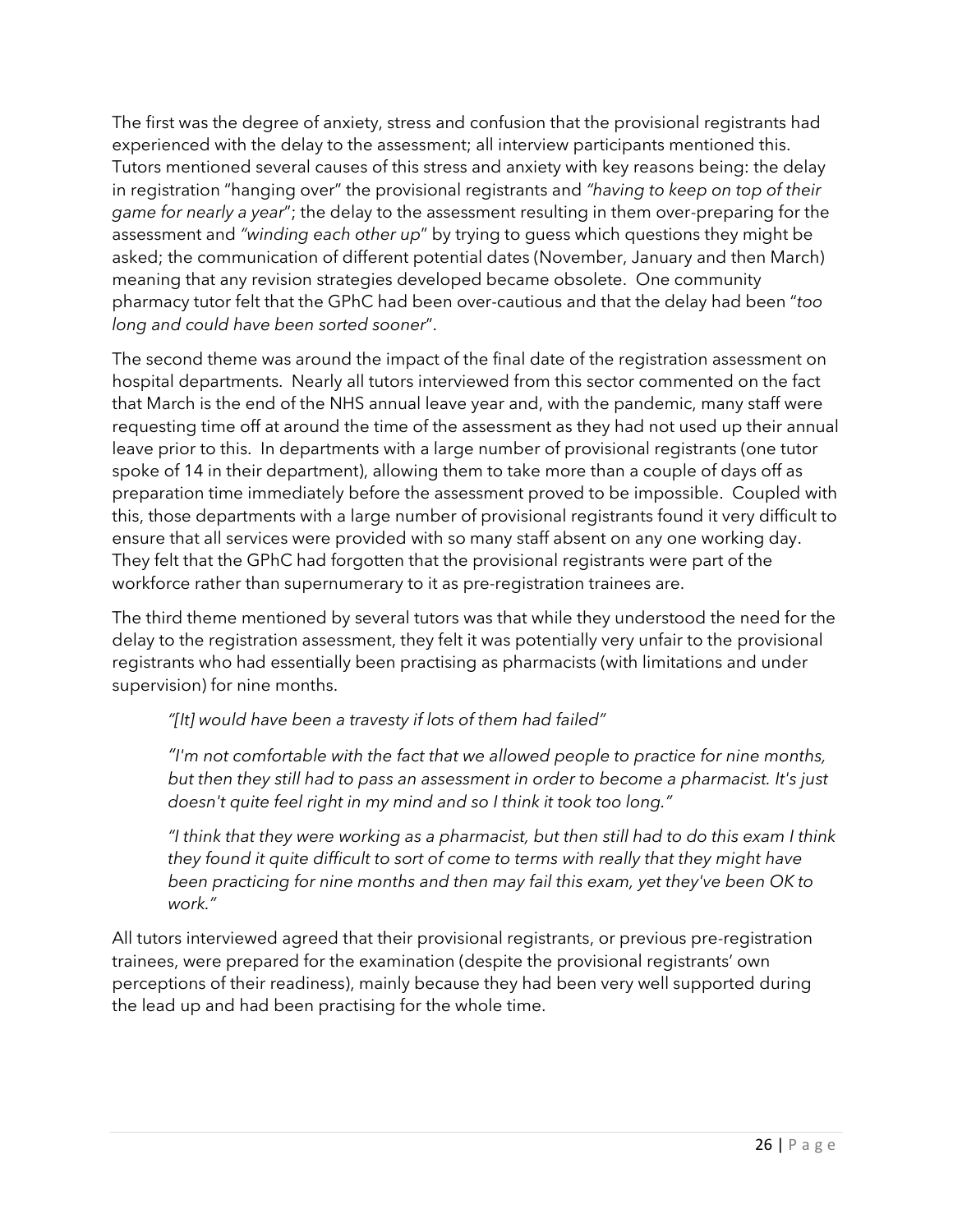The first was the degree of anxiety, stress and confusion that the provisional registrants had experienced with the delay to the assessment; all interview participants mentioned this. Tutors mentioned several causes of this stress and anxiety with key reasons being: the delay in registration "hanging over" the provisional registrants and *"having to keep on top of their game for nearly a year*"; the delay to the assessment resulting in them over-preparing for the assessment and *"winding each other up*" by trying to guess which questions they might be asked; the communication of different potential dates (November, January and then March) meaning that any revision strategies developed became obsolete. One community pharmacy tutor felt that the GPhC had been over-cautious and that the delay had been "*too long and could have been sorted sooner*".

The second theme was around the impact of the final date of the registration assessment on hospital departments. Nearly all tutors interviewed from this sector commented on the fact that March is the end of the NHS annual leave year and, with the pandemic, many staff were requesting time off at around the time of the assessment as they had not used up their annual leave prior to this. In departments with a large number of provisional registrants (one tutor spoke of 14 in their department), allowing them to take more than a couple of days off as preparation time immediately before the assessment proved to be impossible. Coupled with this, those departments with a large number of provisional registrants found it very difficult to ensure that all services were provided with so many staff absent on any one working day. They felt that the GPhC had forgotten that the provisional registrants were part of the workforce rather than supernumerary to it as pre-registration trainees are.

The third theme mentioned by several tutors was that while they understood the need for the delay to the registration assessment, they felt it was potentially very unfair to the provisional registrants who had essentially been practising as pharmacists (with limitations and under supervision) for nine months.

> *"[It] would have been a travesty if lots of them had failed"*
>
> *"I'm not comfortable with the fact that we allowed people to practice for nine months, but then they still had to pass an assessment in order to become a pharmacist. It's just doesn't quite feel right in my mind and so I think it took too long."*
>
> *"I think that they were working as a pharmacist, but then still had to do this exam I think they found it quite difficult to sort of come to terms with really that they might have been practicing for nine months and then may fail this exam, yet they've been OK to work."*

All tutors interviewed agreed that their provisional registrants, or previous pre-registration trainees, were prepared for the examination (despite the provisional registrants' own perceptions of their readiness), mainly because they had been very well supported during the lead up and had been practising for the whole time.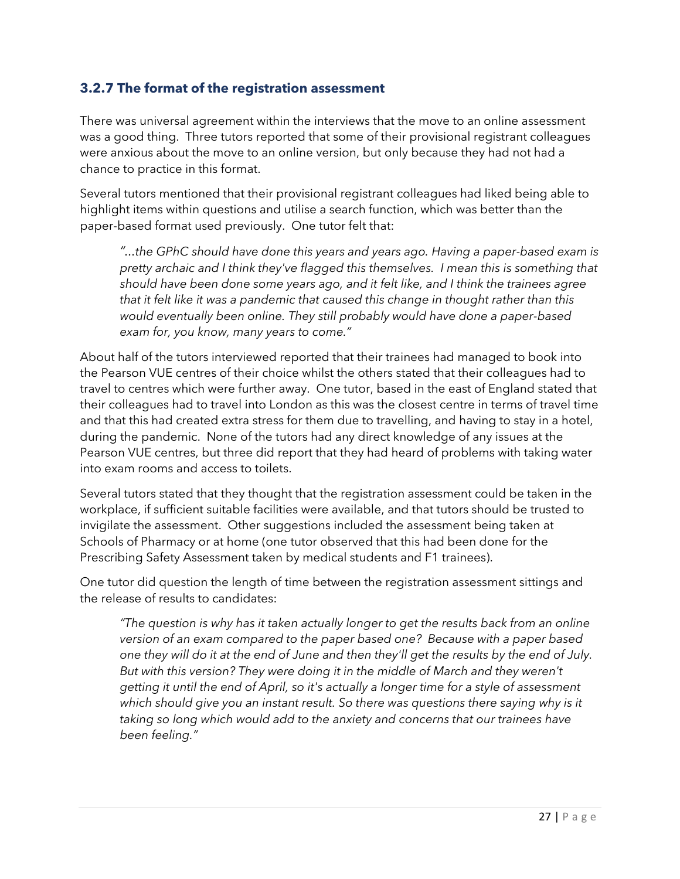### 3.2.7 The format of the registration assessment

There was universal agreement within the interviews that the move to an online assessment was a good thing. Three tutors reported that some of their provisional registrant colleagues were anxious about the move to an online version, but only because they had not had a chance to practice in this format.

Several tutors mentioned that their provisional registrant colleagues had liked being able to highlight items within questions and utilise a search function, which was better than the paper-based format used previously. One tutor felt that:

> *"…the GPhC should have done this years and years ago. Having a paper-based exam is pretty archaic and I think they've flagged this themselves. I mean this is something that should have been done some years ago, and it felt like, and I think the trainees agree that it felt like it was a pandemic that caused this change in thought rather than this would eventually been online. They still probably would have done a paper-based exam for, you know, many years to come."*

About half of the tutors interviewed reported that their trainees had managed to book into the Pearson VUE centres of their choice whilst the others stated that their colleagues had to travel to centres which were further away. One tutor, based in the east of England stated that their colleagues had to travel into London as this was the closest centre in terms of travel time and that this had created extra stress for them due to travelling, and having to stay in a hotel, during the pandemic. None of the tutors had any direct knowledge of any issues at the Pearson VUE centres, but three did report that they had heard of problems with taking water into exam rooms and access to toilets.

Several tutors stated that they thought that the registration assessment could be taken in the workplace, if sufficient suitable facilities were available, and that tutors should be trusted to invigilate the assessment. Other suggestions included the assessment being taken at Schools of Pharmacy or at home (one tutor observed that this had been done for the Prescribing Safety Assessment taken by medical students and F1 trainees).

One tutor did question the length of time between the registration assessment sittings and the release of results to candidates:

> *"The question is why has it taken actually longer to get the results back from an online version of an exam compared to the paper based one? Because with a paper based one they will do it at the end of June and then they'll get the results by the end of July. But with this version? They were doing it in the middle of March and they weren't getting it until the end of April, so it's actually a longer time for a style of assessment which should give you an instant result. So there was questions there saying why is it taking so long which would add to the anxiety and concerns that our trainees have been feeling."*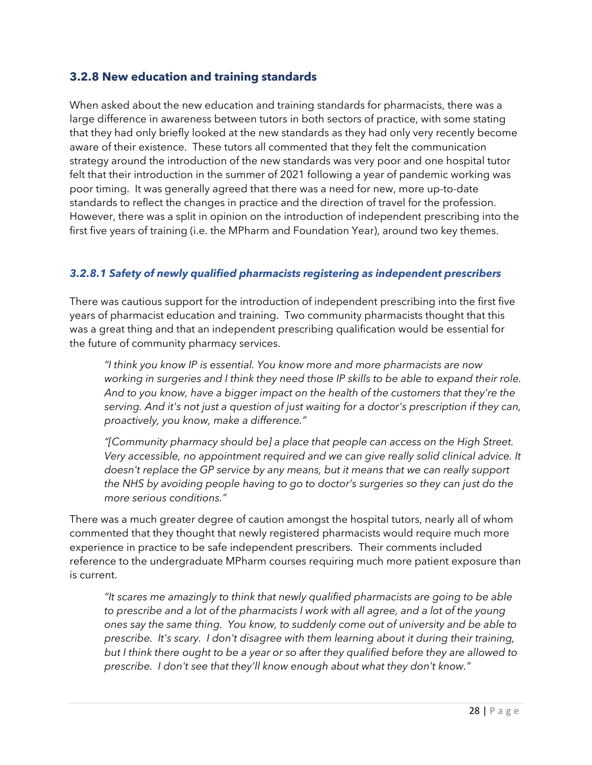### 3.2.8 New education and training standards

When asked about the new education and training standards for pharmacists, there was a large difference in awareness between tutors in both sectors of practice, with some stating that they had only briefly looked at the new standards as they had only very recently become aware of their existence. These tutors all commented that they felt the communication strategy around the introduction of the new standards was very poor and one hospital tutor felt that their introduction in the summer of 2021 following a year of pandemic working was poor timing. It was generally agreed that there was a need for new, more up-to-date standards to reflect the changes in practice and the direction of travel for the profession. However, there was a split in opinion on the introduction of independent prescribing into the first five years of training (i.e. the MPharm and Foundation Year), around two key themes.

#### *3.2.8.1 Safety of newly qualified pharmacists registering as independent prescribers*

There was cautious support for the introduction of independent prescribing into the first five years of pharmacist education and training. Two community pharmacists thought that this was a great thing and that an independent prescribing qualification would be essential for the future of community pharmacy services.

> *"I think you know IP is essential. You know more and more pharmacists are now working in surgeries and I think they need those IP skills to be able to expand their role. And to you know, have a bigger impact on the health of the customers that they're the serving. And it's not just a question of just waiting for a doctor's prescription if they can, proactively, you know, make a difference."*

> *"[Community pharmacy should be] a place that people can access on the High Street. Very accessible, no appointment required and we can give really solid clinical advice. It doesn't replace the GP service by any means, but it means that we can really support the NHS by avoiding people having to go to doctor's surgeries so they can just do the more serious conditions."*

There was a much greater degree of caution amongst the hospital tutors, nearly all of whom commented that they thought that newly registered pharmacists would require much more experience in practice to be safe independent prescribers. Their comments included reference to the undergraduate MPharm courses requiring much more patient exposure than is current.

> *"It scares me amazingly to think that newly qualified pharmacists are going to be able to prescribe and a lot of the pharmacists I work with all agree, and a lot of the young ones say the same thing. You know, to suddenly come out of university and be able to prescribe. It's scary. I don't disagree with them learning about it during their training, but I think there ought to be a year or so after they qualified before they are allowed to prescribe. I don't see that they'll know enough about what they don't know."*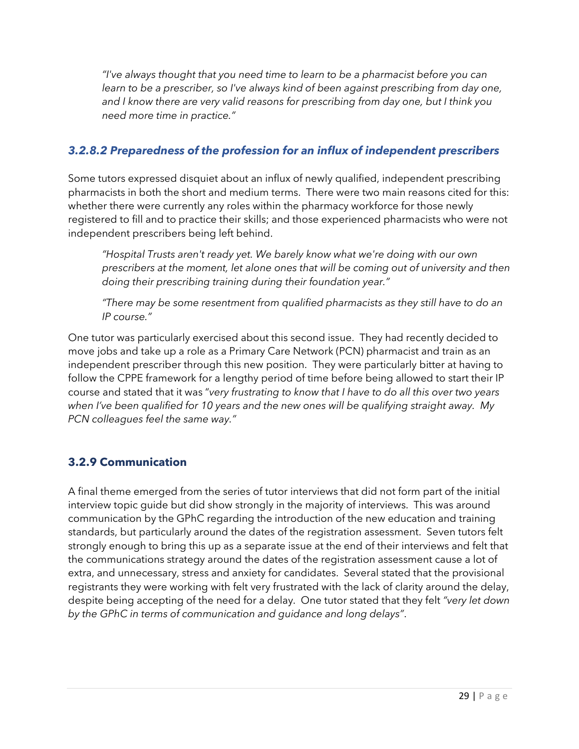*"I've always thought that you need time to learn to be a pharmacist before you can learn to be a prescriber, so I've always kind of been against prescribing from day one, and I know there are very valid reasons for prescribing from day one, but I think you need more time in practice."*

#### *3.2.8.2 Preparedness of the profession for an influx of independent prescribers*

Some tutors expressed disquiet about an influx of newly qualified, independent prescribing pharmacists in both the short and medium terms. There were two main reasons cited for this: whether there were currently any roles within the pharmacy workforce for those newly registered to fill and to practice their skills; and those experienced pharmacists who were not independent prescribers being left behind.

*"Hospital Trusts aren't ready yet. We barely know what we're doing with our own prescribers at the moment, let alone ones that will be coming out of university and then doing their prescribing training during their foundation year."*

*"There may be some resentment from qualified pharmacists as they still have to do an IP course."*

One tutor was particularly exercised about this second issue. They had recently decided to move jobs and take up a role as a Primary Care Network (PCN) pharmacist and train as an independent prescriber through this new position. They were particularly bitter at having to follow the CPPE framework for a lengthy period of time before being allowed to start their IP course and stated that it was "*very frustrating to know that I have to do all this over two years when I've been qualified for 10 years and the new ones will be qualifying straight away. My PCN colleagues feel the same way."*

### **3.2.9 Communication**

A final theme emerged from the series of tutor interviews that did not form part of the initial interview topic guide but did show strongly in the majority of interviews. This was around communication by the GPhC regarding the introduction of the new education and training standards, but particularly around the dates of the registration assessment. Seven tutors felt strongly enough to bring this up as a separate issue at the end of their interviews and felt that the communications strategy around the dates of the registration assessment cause a lot of extra, and unnecessary, stress and anxiety for candidates. Several stated that the provisional registrants they were working with felt very frustrated with the lack of clarity around the delay, despite being accepting of the need for a delay. One tutor stated that they felt *"very let down by the GPhC in terms of communication and guidance and long delays"*.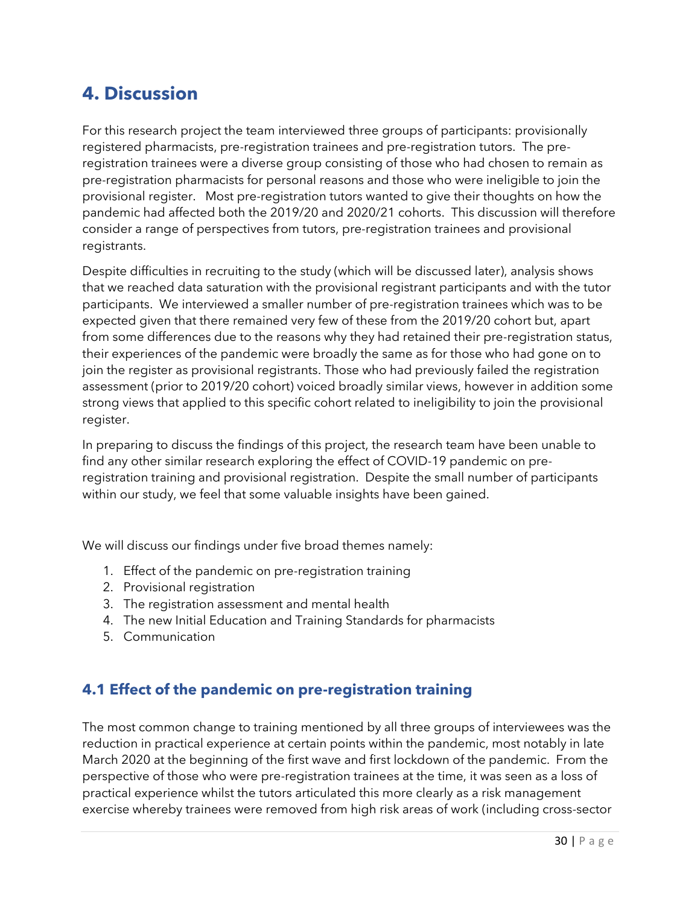# 4. Discussion

For this research project the team interviewed three groups of participants: provisionally registered pharmacists, pre-registration trainees and pre-registration tutors. The pre-registration trainees were a diverse group consisting of those who had chosen to remain as pre-registration pharmacists for personal reasons and those who were ineligible to join the provisional register. Most pre-registration tutors wanted to give their thoughts on how the pandemic had affected both the 2019/20 and 2020/21 cohorts. This discussion will therefore consider a range of perspectives from tutors, pre-registration trainees and provisional registrants.

Despite difficulties in recruiting to the study (which will be discussed later), analysis shows that we reached data saturation with the provisional registrant participants and with the tutor participants. We interviewed a smaller number of pre-registration trainees which was to be expected given that there remained very few of these from the 2019/20 cohort but, apart from some differences due to the reasons why they had retained their pre-registration status, their experiences of the pandemic were broadly the same as for those who had gone on to join the register as provisional registrants. Those who had previously failed the registration assessment (prior to 2019/20 cohort) voiced broadly similar views, however in addition some strong views that applied to this specific cohort related to ineligibility to join the provisional register.

In preparing to discuss the findings of this project, the research team have been unable to find any other similar research exploring the effect of COVID-19 pandemic on pre-registration training and provisional registration. Despite the small number of participants within our study, we feel that some valuable insights have been gained.

We will discuss our findings under five broad themes namely:

1. Effect of the pandemic on pre-registration training
2. Provisional registration
3. The registration assessment and mental health
4. The new Initial Education and Training Standards for pharmacists
5. Communication

## 4.1 Effect of the pandemic on pre-registration training

The most common change to training mentioned by all three groups of interviewees was the reduction in practical experience at certain points within the pandemic, most notably in late March 2020 at the beginning of the first wave and first lockdown of the pandemic. From the perspective of those who were pre-registration trainees at the time, it was seen as a loss of practical experience whilst the tutors articulated this more clearly as a risk management exercise whereby trainees were removed from high risk areas of work (including cross-sector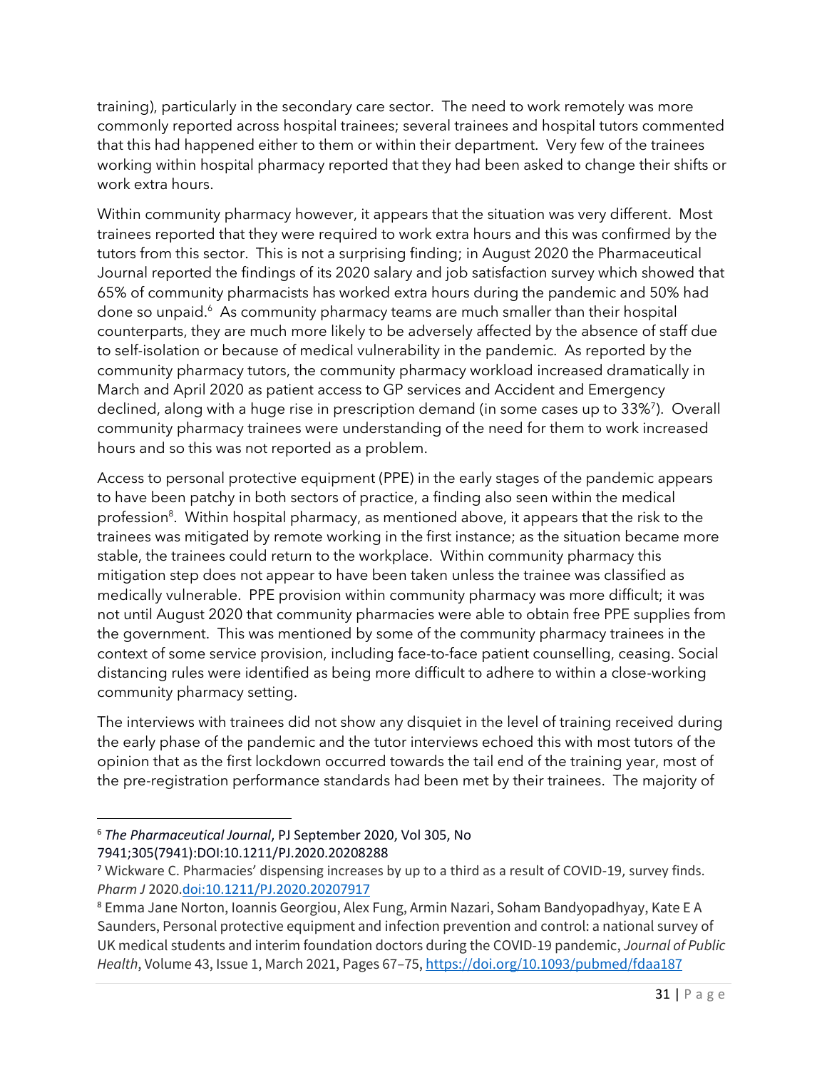training), particularly in the secondary care sector. The need to work remotely was more commonly reported across hospital trainees; several trainees and hospital tutors commented that this had happened either to them or within their department. Very few of the trainees working within hospital pharmacy reported that they had been asked to change their shifts or work extra hours.

Within community pharmacy however, it appears that the situation was very different. Most trainees reported that they were required to work extra hours and this was confirmed by the tutors from this sector. This is not a surprising finding; in August 2020 the Pharmaceutical Journal reported the findings of its 2020 salary and job satisfaction survey which showed that 65% of community pharmacists has worked extra hours during the pandemic and 50% had done so unpaid.[6] As community pharmacy teams are much smaller than their hospital counterparts, they are much more likely to be adversely affected by the absence of staff due to self-isolation or because of medical vulnerability in the pandemic. As reported by the community pharmacy tutors, the community pharmacy workload increased dramatically in March and April 2020 as patient access to GP services and Accident and Emergency declined, along with a huge rise in prescription demand (in some cases up to 33%[7]). Overall community pharmacy trainees were understanding of the need for them to work increased hours and so this was not reported as a problem.

Access to personal protective equipment (PPE) in the early stages of the pandemic appears to have been patchy in both sectors of practice, a finding also seen within the medical profession[8]. Within hospital pharmacy, as mentioned above, it appears that the risk to the trainees was mitigated by remote working in the first instance; as the situation became more stable, the trainees could return to the workplace. Within community pharmacy this mitigation step does not appear to have been taken unless the trainee was classified as medically vulnerable. PPE provision within community pharmacy was more difficult; it was not until August 2020 that community pharmacies were able to obtain free PPE supplies from the government. This was mentioned by some of the community pharmacy trainees in the context of some service provision, including face-to-face patient counselling, ceasing. Social distancing rules were identified as being more difficult to adhere to within a close-working community pharmacy setting.

The interviews with trainees did not show any disquiet in the level of training received during the early phase of the pandemic and the tutor interviews echoed this with most tutors of the opinion that as the first lockdown occurred towards the tail end of the training year, most of the pre-registration performance standards had been met by their trainees. The majority of

---

[6] *The Pharmaceutical Journal*, PJ September 2020, Vol 305, No 7941;305(7941):DOI:10.1211/PJ.2020.20208288

[7] Wickware C. Pharmacies' dispensing increases by up to a third as a result of COVID-19, survey finds. *Pharm J* 2020.[doi:10.1211/PJ.2020.20207917](https://doi.org/10.1211/PJ.2020.20207917)

[8] Emma Jane Norton, Ioannis Georgiou, Alex Fung, Armin Nazari, Soham Bandyopadhyay, Kate E A Saunders, Personal protective equipment and infection prevention and control: a national survey of UK medical students and interim foundation doctors during the COVID-19 pandemic, *Journal of Public Health*, Volume 43, Issue 1, March 2021, Pages 67–75, https://doi.org/10.1093/pubmed/fdaa187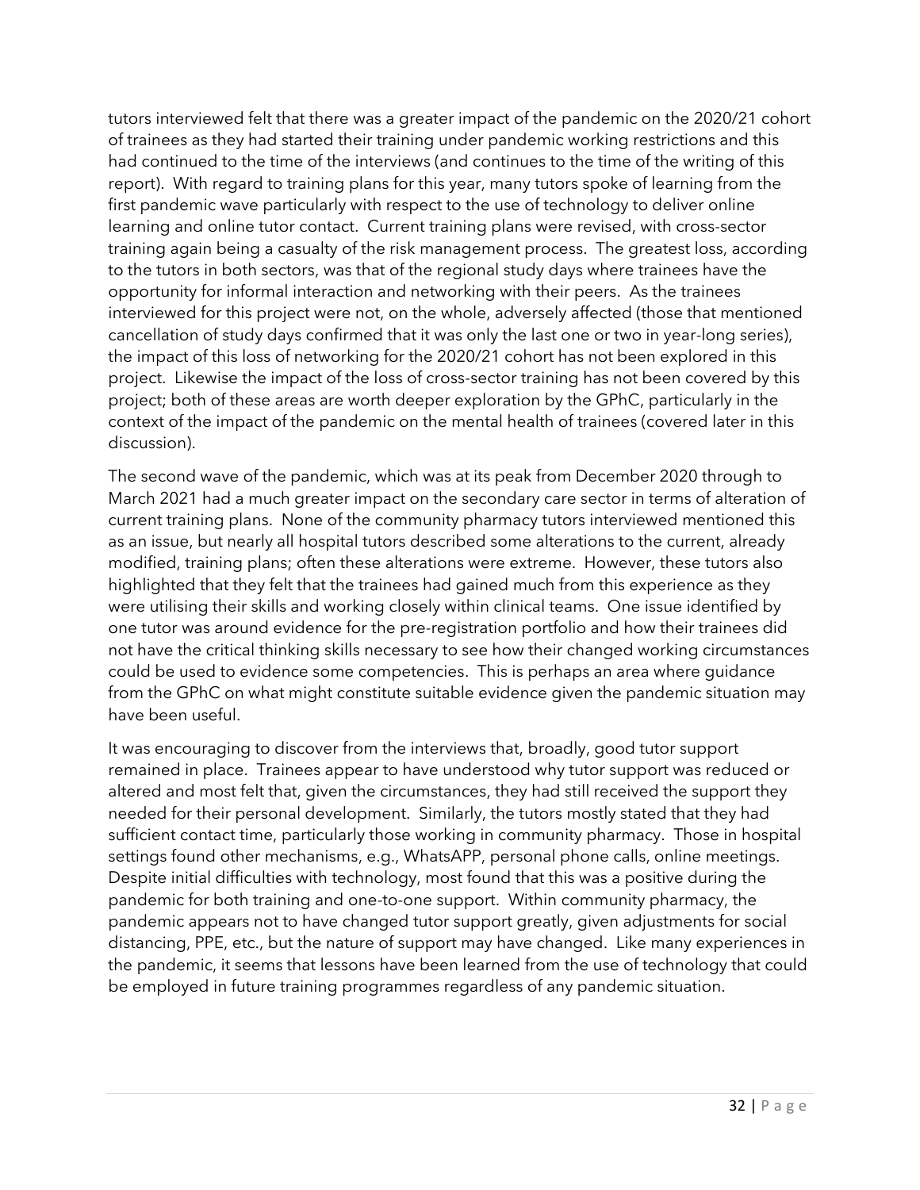tutors interviewed felt that there was a greater impact of the pandemic on the 2020/21 cohort of trainees as they had started their training under pandemic working restrictions and this had continued to the time of the interviews (and continues to the time of the writing of this report). With regard to training plans for this year, many tutors spoke of learning from the first pandemic wave particularly with respect to the use of technology to deliver online learning and online tutor contact. Current training plans were revised, with cross-sector training again being a casualty of the risk management process. The greatest loss, according to the tutors in both sectors, was that of the regional study days where trainees have the opportunity for informal interaction and networking with their peers. As the trainees interviewed for this project were not, on the whole, adversely affected (those that mentioned cancellation of study days confirmed that it was only the last one or two in year-long series), the impact of this loss of networking for the 2020/21 cohort has not been explored in this project. Likewise the impact of the loss of cross-sector training has not been covered by this project; both of these areas are worth deeper exploration by the GPhC, particularly in the context of the impact of the pandemic on the mental health of trainees (covered later in this discussion).

The second wave of the pandemic, which was at its peak from December 2020 through to March 2021 had a much greater impact on the secondary care sector in terms of alteration of current training plans. None of the community pharmacy tutors interviewed mentioned this as an issue, but nearly all hospital tutors described some alterations to the current, already modified, training plans; often these alterations were extreme. However, these tutors also highlighted that they felt that the trainees had gained much from this experience as they were utilising their skills and working closely within clinical teams. One issue identified by one tutor was around evidence for the pre-registration portfolio and how their trainees did not have the critical thinking skills necessary to see how their changed working circumstances could be used to evidence some competencies. This is perhaps an area where guidance from the GPhC on what might constitute suitable evidence given the pandemic situation may have been useful.

It was encouraging to discover from the interviews that, broadly, good tutor support remained in place. Trainees appear to have understood why tutor support was reduced or altered and most felt that, given the circumstances, they had still received the support they needed for their personal development. Similarly, the tutors mostly stated that they had sufficient contact time, particularly those working in community pharmacy. Those in hospital settings found other mechanisms, e.g., WhatsAPP, personal phone calls, online meetings. Despite initial difficulties with technology, most found that this was a positive during the pandemic for both training and one-to-one support. Within community pharmacy, the pandemic appears not to have changed tutor support greatly, given adjustments for social distancing, PPE, etc., but the nature of support may have changed. Like many experiences in the pandemic, it seems that lessons have been learned from the use of technology that could be employed in future training programmes regardless of any pandemic situation.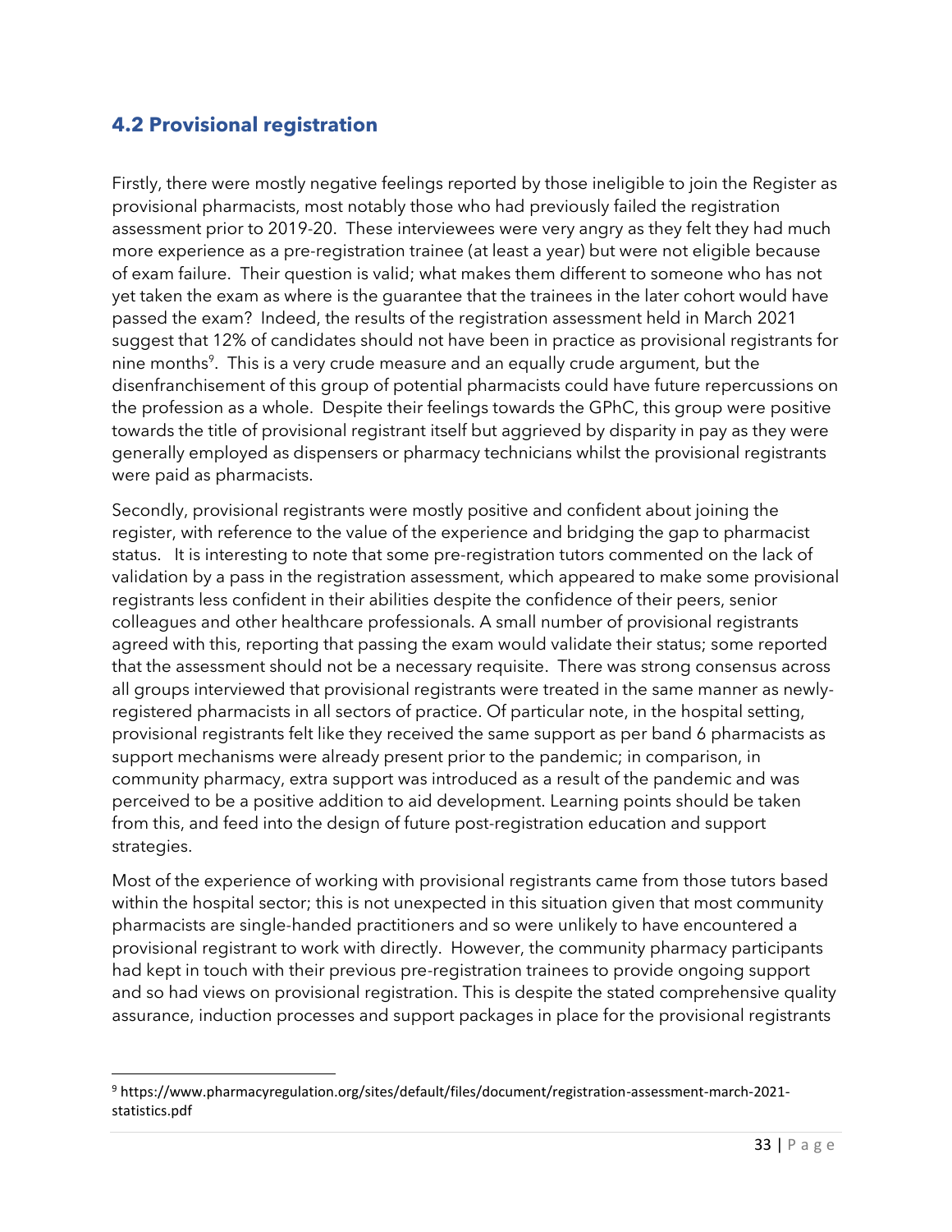## 4.2 Provisional registration

Firstly, there were mostly negative feelings reported by those ineligible to join the Register as provisional pharmacists, most notably those who had previously failed the registration assessment prior to 2019-20. These interviewees were very angry as they felt they had much more experience as a pre-registration trainee (at least a year) but were not eligible because of exam failure. Their question is valid; what makes them different to someone who has not yet taken the exam as where is the guarantee that the trainees in the later cohort would have passed the exam? Indeed, the results of the registration assessment held in March 2021 suggest that 12% of candidates should not have been in practice as provisional registrants for nine months[9]. This is a very crude measure and an equally crude argument, but the disenfranchisement of this group of potential pharmacists could have future repercussions on the profession as a whole. Despite their feelings towards the GPhC, this group were positive towards the title of provisional registrant itself but aggrieved by disparity in pay as they were generally employed as dispensers or pharmacy technicians whilst the provisional registrants were paid as pharmacists.

Secondly, provisional registrants were mostly positive and confident about joining the register, with reference to the value of the experience and bridging the gap to pharmacist status. It is interesting to note that some pre-registration tutors commented on the lack of validation by a pass in the registration assessment, which appeared to make some provisional registrants less confident in their abilities despite the confidence of their peers, senior colleagues and other healthcare professionals. A small number of provisional registrants agreed with this, reporting that passing the exam would validate their status; some reported that the assessment should not be a necessary requisite. There was strong consensus across all groups interviewed that provisional registrants were treated in the same manner as newly-registered pharmacists in all sectors of practice. Of particular note, in the hospital setting, provisional registrants felt like they received the same support as per band 6 pharmacists as support mechanisms were already present prior to the pandemic; in comparison, in community pharmacy, extra support was introduced as a result of the pandemic and was perceived to be a positive addition to aid development. Learning points should be taken from this, and feed into the design of future post-registration education and support strategies.

Most of the experience of working with provisional registrants came from those tutors based within the hospital sector; this is not unexpected in this situation given that most community pharmacists are single-handed practitioners and so were unlikely to have encountered a provisional registrant to work with directly. However, the community pharmacy participants had kept in touch with their previous pre-registration trainees to provide ongoing support and so had views on provisional registration. This is despite the stated comprehensive quality assurance, induction processes and support packages in place for the provisional registrants

[9] https://www.pharmacyregulation.org/sites/default/files/document/registration-assessment-march-2021-statistics.pdf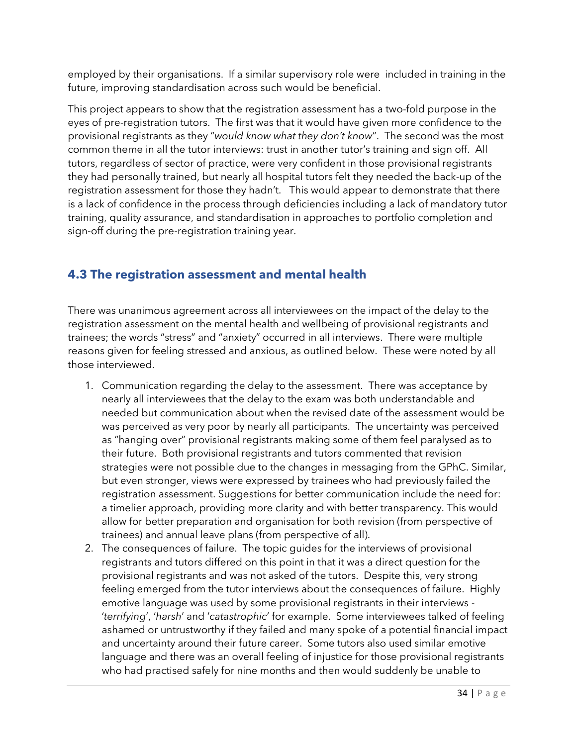employed by their organisations. If a similar supervisory role were included in training in the future, improving standardisation across such would be beneficial.

This project appears to show that the registration assessment has a two-fold purpose in the eyes of pre-registration tutors. The first was that it would have given more confidence to the provisional registrants as they "*would know what they don't know*". The second was the most common theme in all the tutor interviews: trust in another tutor's training and sign off. All tutors, regardless of sector of practice, were very confident in those provisional registrants they had personally trained, but nearly all hospital tutors felt they needed the back-up of the registration assessment for those they hadn't. This would appear to demonstrate that there is a lack of confidence in the process through deficiencies including a lack of mandatory tutor training, quality assurance, and standardisation in approaches to portfolio completion and sign-off during the pre-registration training year.

## 4.3 The registration assessment and mental health

There was unanimous agreement across all interviewees on the impact of the delay to the registration assessment on the mental health and wellbeing of provisional registrants and trainees; the words "stress" and "anxiety" occurred in all interviews. There were multiple reasons given for feeling stressed and anxious, as outlined below. These were noted by all those interviewed.

1. Communication regarding the delay to the assessment. There was acceptance by nearly all interviewees that the delay to the exam was both understandable and needed but communication about when the revised date of the assessment would be was perceived as very poor by nearly all participants. The uncertainty was perceived as "hanging over" provisional registrants making some of them feel paralysed as to their future. Both provisional registrants and tutors commented that revision strategies were not possible due to the changes in messaging from the GPhC. Similar, but even stronger, views were expressed by trainees who had previously failed the registration assessment. Suggestions for better communication include the need for: a timelier approach, providing more clarity and with better transparency. This would allow for better preparation and organisation for both revision (from perspective of trainees) and annual leave plans (from perspective of all).
2. The consequences of failure. The topic guides for the interviews of provisional registrants and tutors differed on this point in that it was a direct question for the provisional registrants and was not asked of the tutors. Despite this, very strong feeling emerged from the tutor interviews about the consequences of failure. Highly emotive language was used by some provisional registrants in their interviews - '*terrifying*', '*harsh*' and '*catastrophic*' for example. Some interviewees talked of feeling ashamed or untrustworthy if they failed and many spoke of a potential financial impact and uncertainty around their future career. Some tutors also used similar emotive language and there was an overall feeling of injustice for those provisional registrants who had practised safely for nine months and then would suddenly be unable to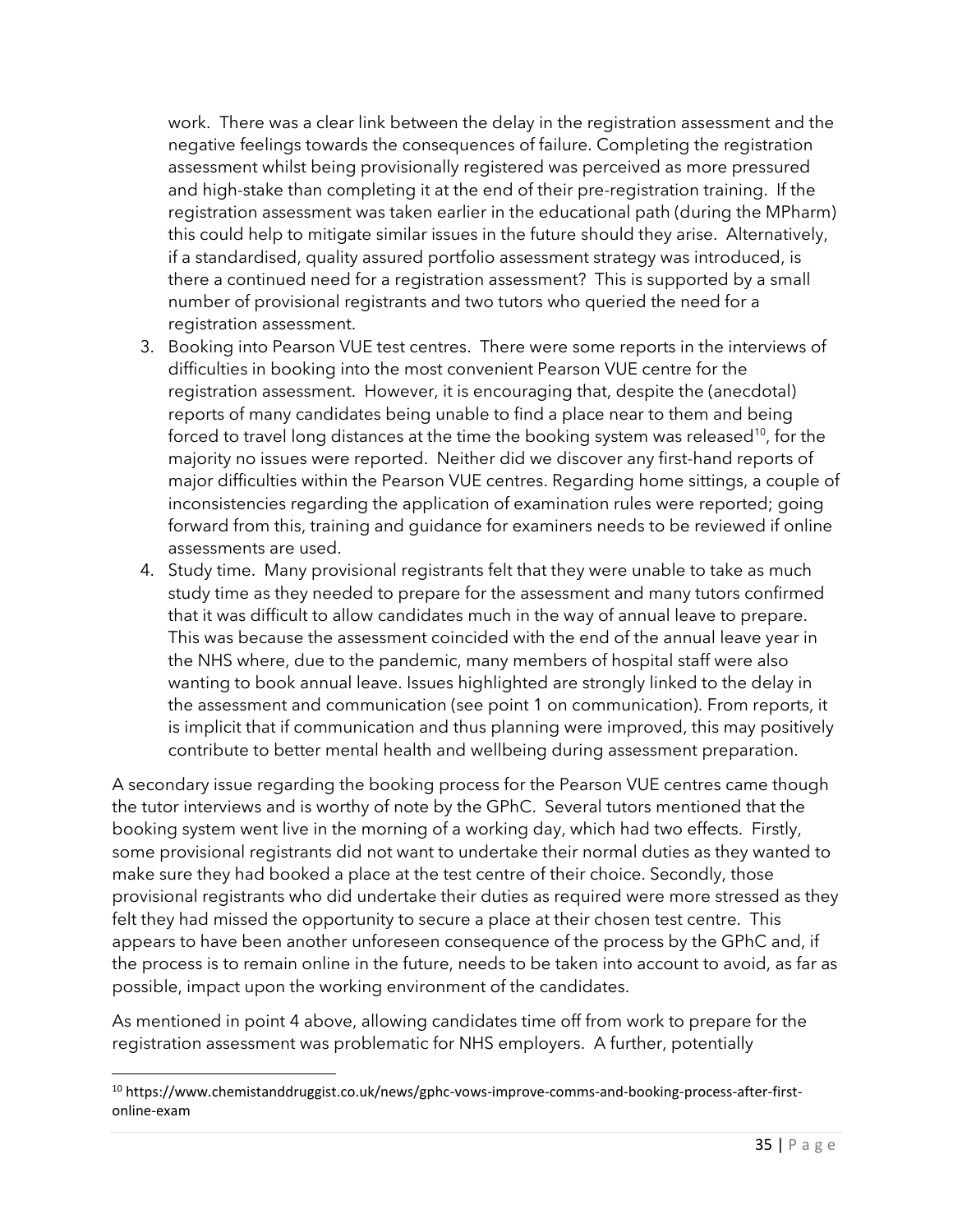work. There was a clear link between the delay in the registration assessment and the negative feelings towards the consequences of failure. Completing the registration assessment whilst being provisionally registered was perceived as more pressured and high-stake than completing it at the end of their pre-registration training. If the registration assessment was taken earlier in the educational path (during the MPharm) this could help to mitigate similar issues in the future should they arise. Alternatively, if a standardised, quality assured portfolio assessment strategy was introduced, is there a continued need for a registration assessment? This is supported by a small number of provisional registrants and two tutors who queried the need for a registration assessment.

3. Booking into Pearson VUE test centres. There were some reports in the interviews of difficulties in booking into the most convenient Pearson VUE centre for the registration assessment. However, it is encouraging that, despite the (anecdotal) reports of many candidates being unable to find a place near to them and being forced to travel long distances at the time the booking system was released[10], for the majority no issues were reported. Neither did we discover any first-hand reports of major difficulties within the Pearson VUE centres. Regarding home sittings, a couple of inconsistencies regarding the application of examination rules were reported; going forward from this, training and guidance for examiners needs to be reviewed if online assessments are used.
4. Study time. Many provisional registrants felt that they were unable to take as much study time as they needed to prepare for the assessment and many tutors confirmed that it was difficult to allow candidates much in the way of annual leave to prepare. This was because the assessment coincided with the end of the annual leave year in the NHS where, due to the pandemic, many members of hospital staff were also wanting to book annual leave. Issues highlighted are strongly linked to the delay in the assessment and communication (see point 1 on communication). From reports, it is implicit that if communication and thus planning were improved, this may positively contribute to better mental health and wellbeing during assessment preparation.

A secondary issue regarding the booking process for the Pearson VUE centres came though the tutor interviews and is worthy of note by the GPhC. Several tutors mentioned that the booking system went live in the morning of a working day, which had two effects. Firstly, some provisional registrants did not want to undertake their normal duties as they wanted to make sure they had booked a place at the test centre of their choice. Secondly, those provisional registrants who did undertake their duties as required were more stressed as they felt they had missed the opportunity to secure a place at their chosen test centre. This appears to have been another unforeseen consequence of the process by the GPhC and, if the process is to remain online in the future, needs to be taken into account to avoid, as far as possible, impact upon the working environment of the candidates.

As mentioned in point 4 above, allowing candidates time off from work to prepare for the registration assessment was problematic for NHS employers. A further, potentially

[10] https://www.chemistanddruggist.co.uk/news/gphc-vows-improve-comms-and-booking-process-after-first-online-exam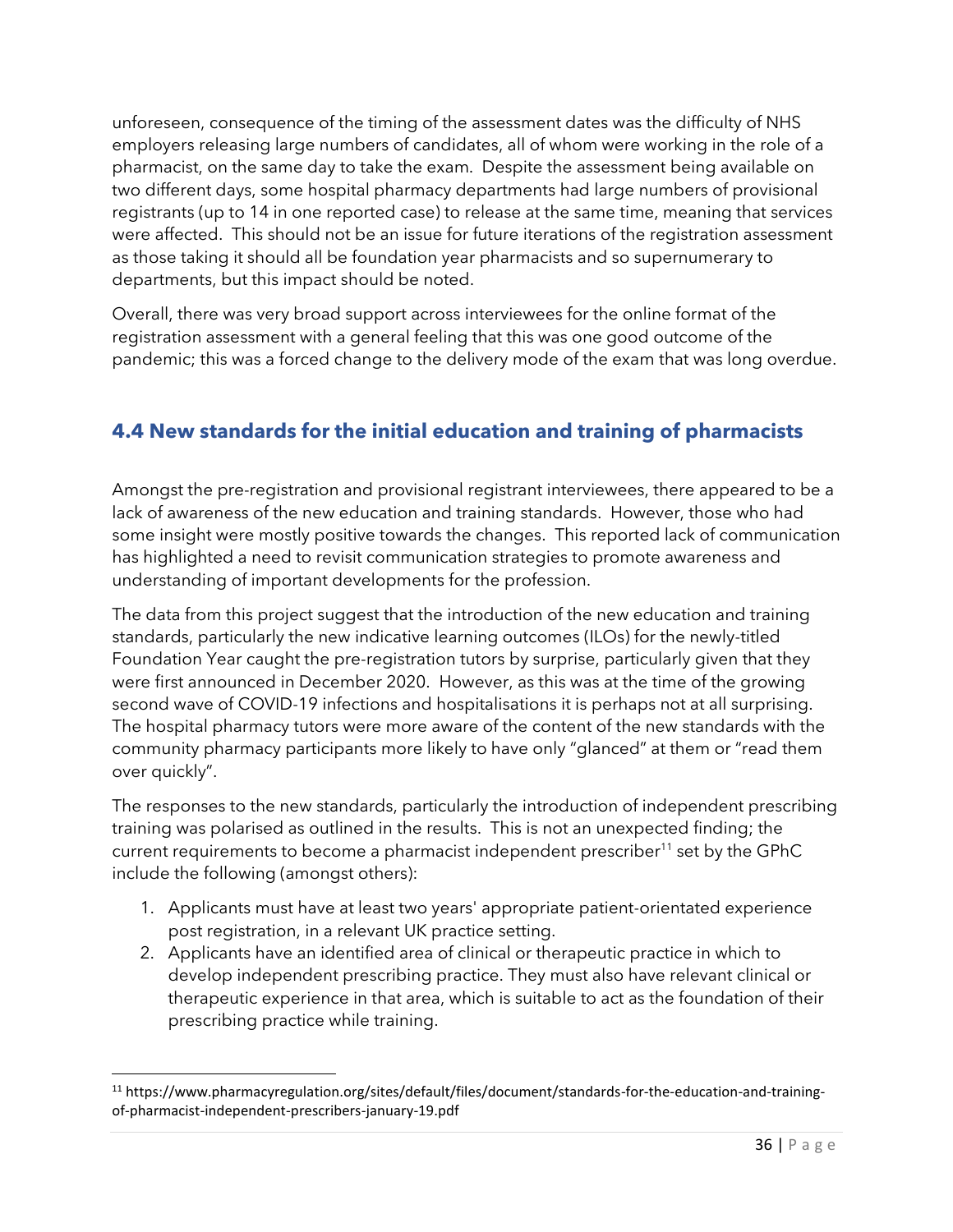unforeseen, consequence of the timing of the assessment dates was the difficulty of NHS employers releasing large numbers of candidates, all of whom were working in the role of a pharmacist, on the same day to take the exam. Despite the assessment being available on two different days, some hospital pharmacy departments had large numbers of provisional registrants (up to 14 in one reported case) to release at the same time, meaning that services were affected. This should not be an issue for future iterations of the registration assessment as those taking it should all be foundation year pharmacists and so supernumerary to departments, but this impact should be noted.

Overall, there was very broad support across interviewees for the online format of the registration assessment with a general feeling that this was one good outcome of the pandemic; this was a forced change to the delivery mode of the exam that was long overdue.

## 4.4 New standards for the initial education and training of pharmacists

Amongst the pre-registration and provisional registrant interviewees, there appeared to be a lack of awareness of the new education and training standards. However, those who had some insight were mostly positive towards the changes. This reported lack of communication has highlighted a need to revisit communication strategies to promote awareness and understanding of important developments for the profession.

The data from this project suggest that the introduction of the new education and training standards, particularly the new indicative learning outcomes (ILOs) for the newly-titled Foundation Year caught the pre-registration tutors by surprise, particularly given that they were first announced in December 2020. However, as this was at the time of the growing second wave of COVID-19 infections and hospitalisations it is perhaps not at all surprising. The hospital pharmacy tutors were more aware of the content of the new standards with the community pharmacy participants more likely to have only "glanced" at them or "read them over quickly".

The responses to the new standards, particularly the introduction of independent prescribing training was polarised as outlined in the results. This is not an unexpected finding; the current requirements to become a pharmacist independent prescriber[11] set by the GPhC include the following (amongst others):

1. Applicants must have at least two years' appropriate patient-orientated experience post registration, in a relevant UK practice setting.
2. Applicants have an identified area of clinical or therapeutic practice in which to develop independent prescribing practice. They must also have relevant clinical or therapeutic experience in that area, which is suitable to act as the foundation of their prescribing practice while training.

[11] https://www.pharmacyregulation.org/sites/default/files/document/standards-for-the-education-and-training-of-pharmacist-independent-prescribers-january-19.pdf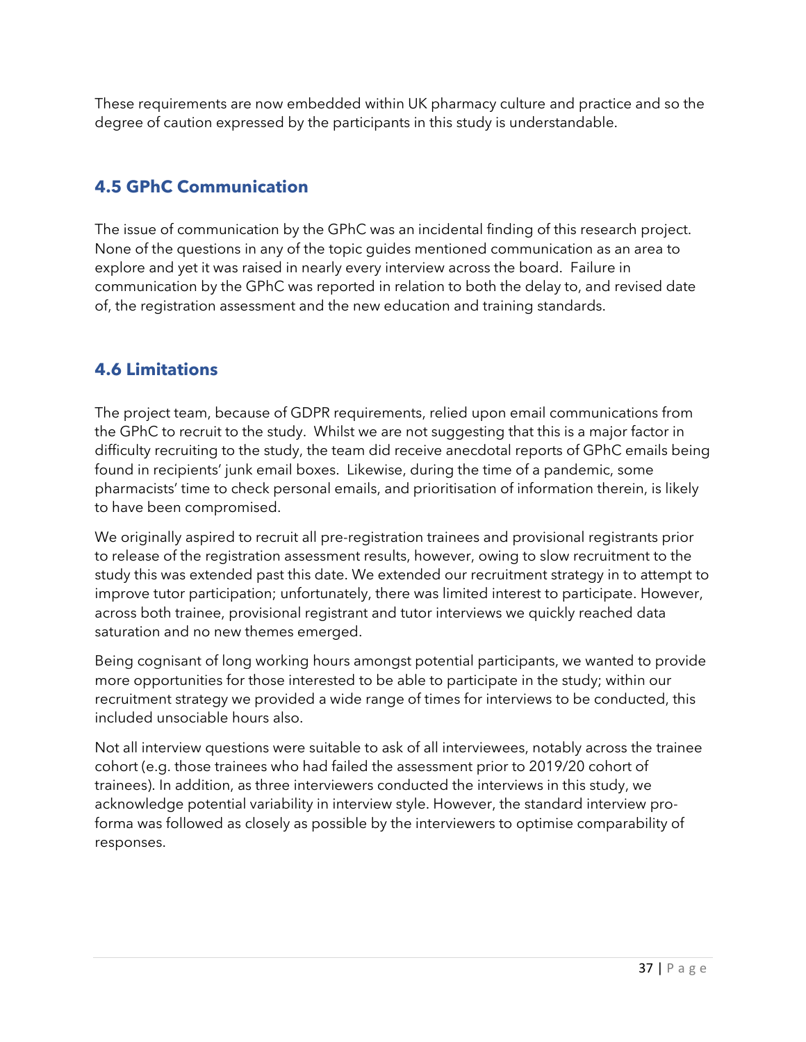These requirements are now embedded within UK pharmacy culture and practice and so the degree of caution expressed by the participants in this study is understandable.

## 4.5 GPhC Communication

The issue of communication by the GPhC was an incidental finding of this research project. None of the questions in any of the topic guides mentioned communication as an area to explore and yet it was raised in nearly every interview across the board. Failure in communication by the GPhC was reported in relation to both the delay to, and revised date of, the registration assessment and the new education and training standards.

## 4.6 Limitations

The project team, because of GDPR requirements, relied upon email communications from the GPhC to recruit to the study. Whilst we are not suggesting that this is a major factor in difficulty recruiting to the study, the team did receive anecdotal reports of GPhC emails being found in recipients' junk email boxes. Likewise, during the time of a pandemic, some pharmacists' time to check personal emails, and prioritisation of information therein, is likely to have been compromised.

We originally aspired to recruit all pre-registration trainees and provisional registrants prior to release of the registration assessment results, however, owing to slow recruitment to the study this was extended past this date. We extended our recruitment strategy in to attempt to improve tutor participation; unfortunately, there was limited interest to participate. However, across both trainee, provisional registrant and tutor interviews we quickly reached data saturation and no new themes emerged.

Being cognisant of long working hours amongst potential participants, we wanted to provide more opportunities for those interested to be able to participate in the study; within our recruitment strategy we provided a wide range of times for interviews to be conducted, this included unsociable hours also.

Not all interview questions were suitable to ask of all interviewees, notably across the trainee cohort (e.g. those trainees who had failed the assessment prior to 2019/20 cohort of trainees). In addition, as three interviewers conducted the interviews in this study, we acknowledge potential variability in interview style. However, the standard interview pro-forma was followed as closely as possible by the interviewers to optimise comparability of responses.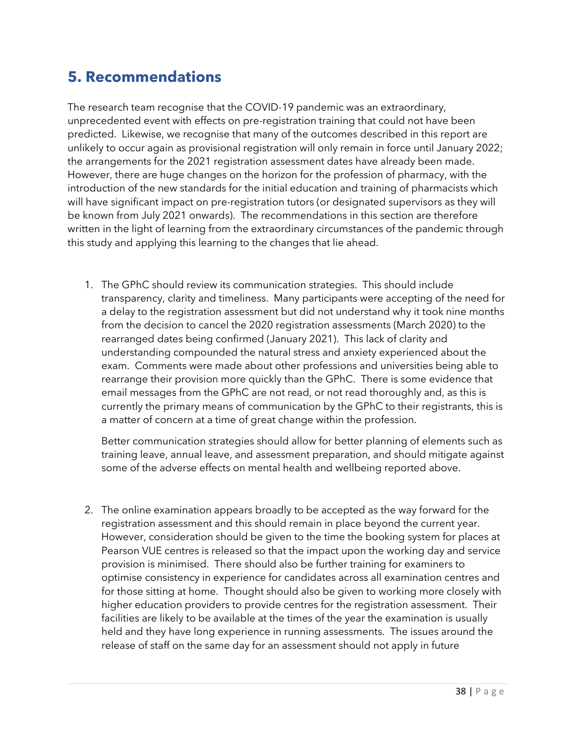## 5. Recommendations

The research team recognise that the COVID-19 pandemic was an extraordinary, unprecedented event with effects on pre-registration training that could not have been predicted. Likewise, we recognise that many of the outcomes described in this report are unlikely to occur again as provisional registration will only remain in force until January 2022; the arrangements for the 2021 registration assessment dates have already been made. However, there are huge changes on the horizon for the profession of pharmacy, with the introduction of the new standards for the initial education and training of pharmacists which will have significant impact on pre-registration tutors (or designated supervisors as they will be known from July 2021 onwards). The recommendations in this section are therefore written in the light of learning from the extraordinary circumstances of the pandemic through this study and applying this learning to the changes that lie ahead.

1. The GPhC should review its communication strategies. This should include transparency, clarity and timeliness. Many participants were accepting of the need for a delay to the registration assessment but did not understand why it took nine months from the decision to cancel the 2020 registration assessments (March 2020) to the rearranged dates being confirmed (January 2021). This lack of clarity and understanding compounded the natural stress and anxiety experienced about the exam. Comments were made about other professions and universities being able to rearrange their provision more quickly than the GPhC. There is some evidence that email messages from the GPhC are not read, or not read thoroughly and, as this is currently the primary means of communication by the GPhC to their registrants, this is a matter of concern at a time of great change within the profession.

   Better communication strategies should allow for better planning of elements such as training leave, annual leave, and assessment preparation, and should mitigate against some of the adverse effects on mental health and wellbeing reported above.

2. The online examination appears broadly to be accepted as the way forward for the registration assessment and this should remain in place beyond the current year. However, consideration should be given to the time the booking system for places at Pearson VUE centres is released so that the impact upon the working day and service provision is minimised. There should also be further training for examiners to optimise consistency in experience for candidates across all examination centres and for those sitting at home. Thought should also be given to working more closely with higher education providers to provide centres for the registration assessment. Their facilities are likely to be available at the times of the year the examination is usually held and they have long experience in running assessments. The issues around the release of staff on the same day for an assessment should not apply in future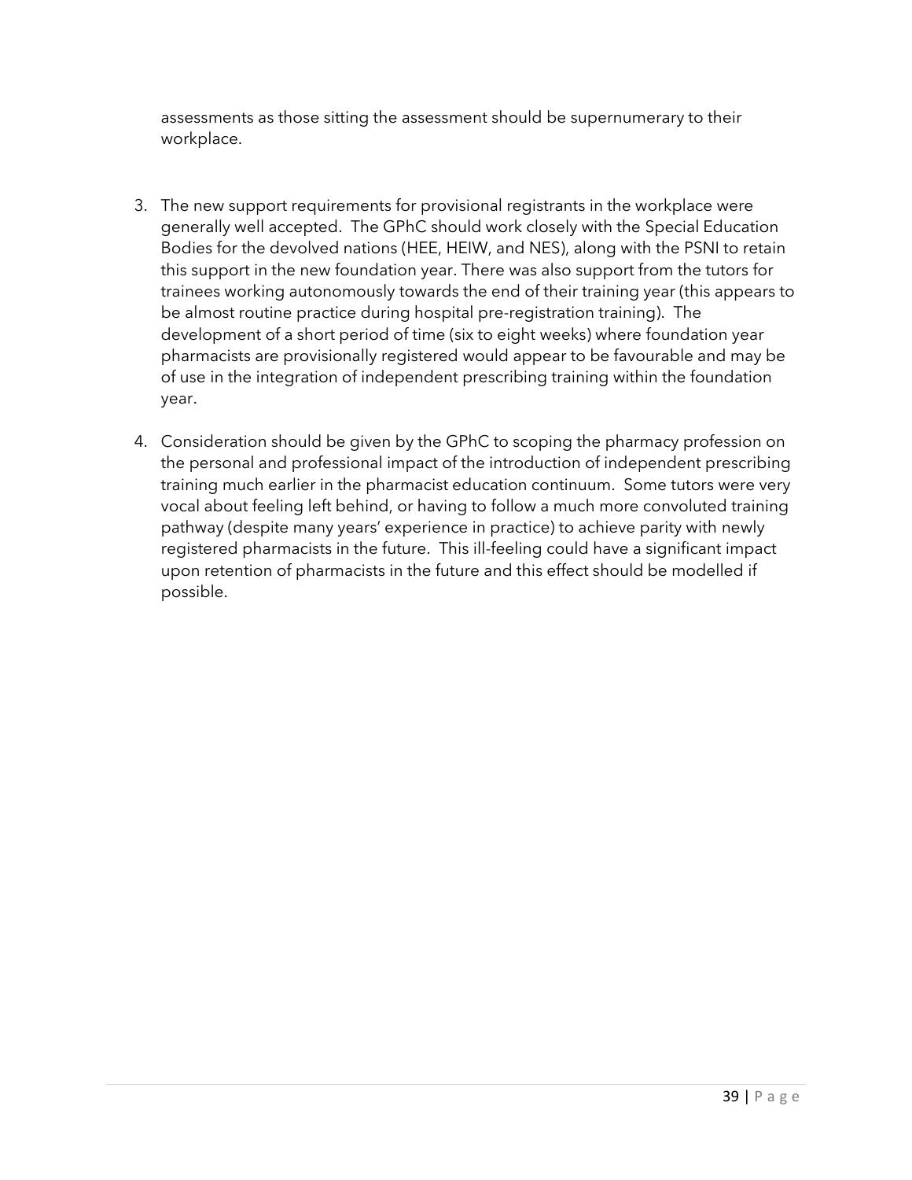assessments as those sitting the assessment should be supernumerary to their workplace.

3. The new support requirements for provisional registrants in the workplace were generally well accepted. The GPhC should work closely with the Special Education Bodies for the devolved nations (HEE, HEIW, and NES), along with the PSNI to retain this support in the new foundation year. There was also support from the tutors for trainees working autonomously towards the end of their training year (this appears to be almost routine practice during hospital pre-registration training). The development of a short period of time (six to eight weeks) where foundation year pharmacists are provisionally registered would appear to be favourable and may be of use in the integration of independent prescribing training within the foundation year.

4. Consideration should be given by the GPhC to scoping the pharmacy profession on the personal and professional impact of the introduction of independent prescribing training much earlier in the pharmacist education continuum. Some tutors were very vocal about feeling left behind, or having to follow a much more convoluted training pathway (despite many years' experience in practice) to achieve parity with newly registered pharmacists in the future. This ill-feeling could have a significant impact upon retention of pharmacists in the future and this effect should be modelled if possible.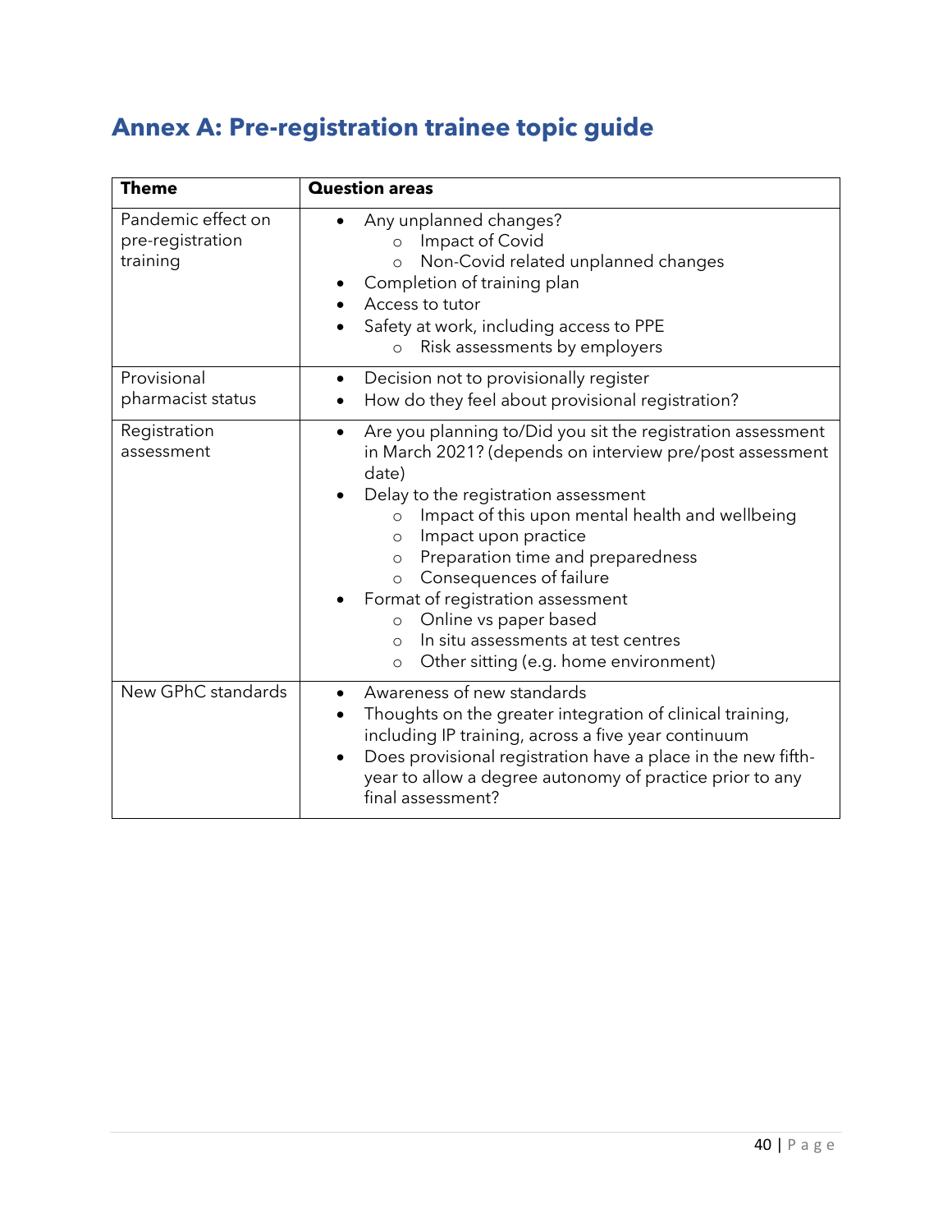# Annex A: Pre-registration trainee topic guide

| Theme | Question areas |
|---|---|
| Pandemic effect on pre-registration training | • Any unplanned changes?<br>  ○ Impact of Covid<br>  ○ Non-Covid related unplanned changes<br>• Completion of training plan<br>• Access to tutor<br>• Safety at work, including access to PPE<br>  ○ Risk assessments by employers |
| Provisional pharmacist status | • Decision not to provisionally register<br>• How do they feel about provisional registration? |
| Registration assessment | • Are you planning to/Did you sit the registration assessment in March 2021? (depends on interview pre/post assessment date)<br>• Delay to the registration assessment<br>  ○ Impact of this upon mental health and wellbeing<br>  ○ Impact upon practice<br>  ○ Preparation time and preparedness<br>  ○ Consequences of failure<br>• Format of registration assessment<br>  ○ Online vs paper based<br>  ○ In situ assessments at test centres<br>  ○ Other sitting (e.g. home environment) |
| New GPhC standards | • Awareness of new standards<br>• Thoughts on the greater integration of clinical training, including IP training, across a five year continuum<br>• Does provisional registration have a place in the new fifth-year to allow a degree autonomy of practice prior to any final assessment? |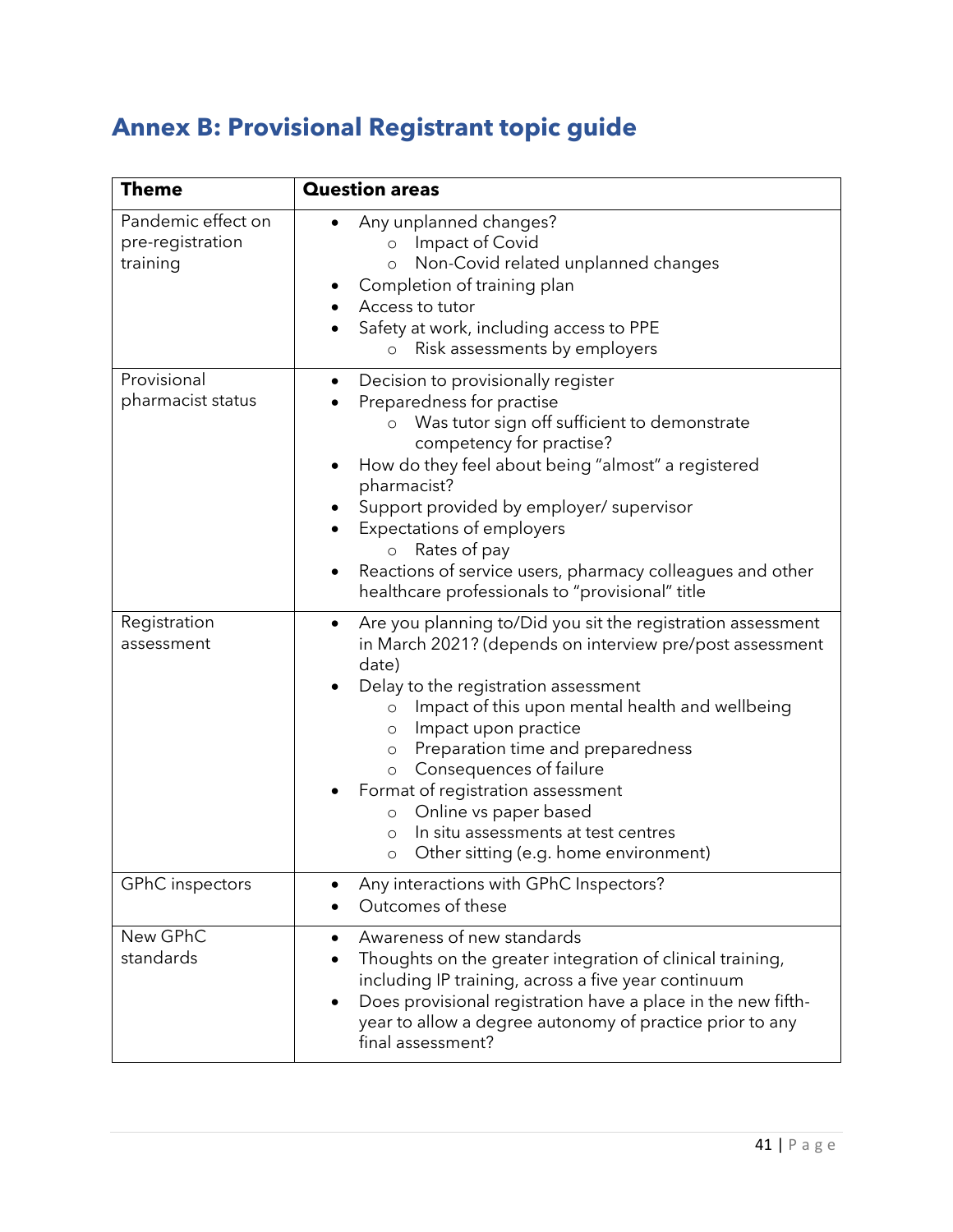## Annex B: Provisional Registrant topic guide

| Theme | Question areas |
|---|---|
| Pandemic effect on pre-registration training | • Any unplanned changes?<br>  ◦ Impact of Covid<br>  ◦ Non-Covid related unplanned changes<br>• Completion of training plan<br>• Access to tutor<br>• Safety at work, including access to PPE<br>  ◦ Risk assessments by employers |
| Provisional pharmacist status | • Decision to provisionally register<br>• Preparedness for practise<br>  ◦ Was tutor sign off sufficient to demonstrate competency for practise?<br>• How do they feel about being "almost" a registered pharmacist?<br>• Support provided by employer/ supervisor<br>• Expectations of employers<br>  ◦ Rates of pay<br>• Reactions of service users, pharmacy colleagues and other healthcare professionals to "provisional" title |
| Registration assessment | • Are you planning to/Did you sit the registration assessment in March 2021? (depends on interview pre/post assessment date)<br>• Delay to the registration assessment<br>  ◦ Impact of this upon mental health and wellbeing<br>  ◦ Impact upon practice<br>  ◦ Preparation time and preparedness<br>  ◦ Consequences of failure<br>• Format of registration assessment<br>  ◦ Online vs paper based<br>  ◦ In situ assessments at test centres<br>  ◦ Other sitting (e.g. home environment) |
| GPhC inspectors | • Any interactions with GPhC Inspectors?<br>• Outcomes of these |
| New GPhC standards | • Awareness of new standards<br>• Thoughts on the greater integration of clinical training, including IP training, across a five year continuum<br>• Does provisional registration have a place in the new fifth-year to allow a degree autonomy of practice prior to any final assessment? |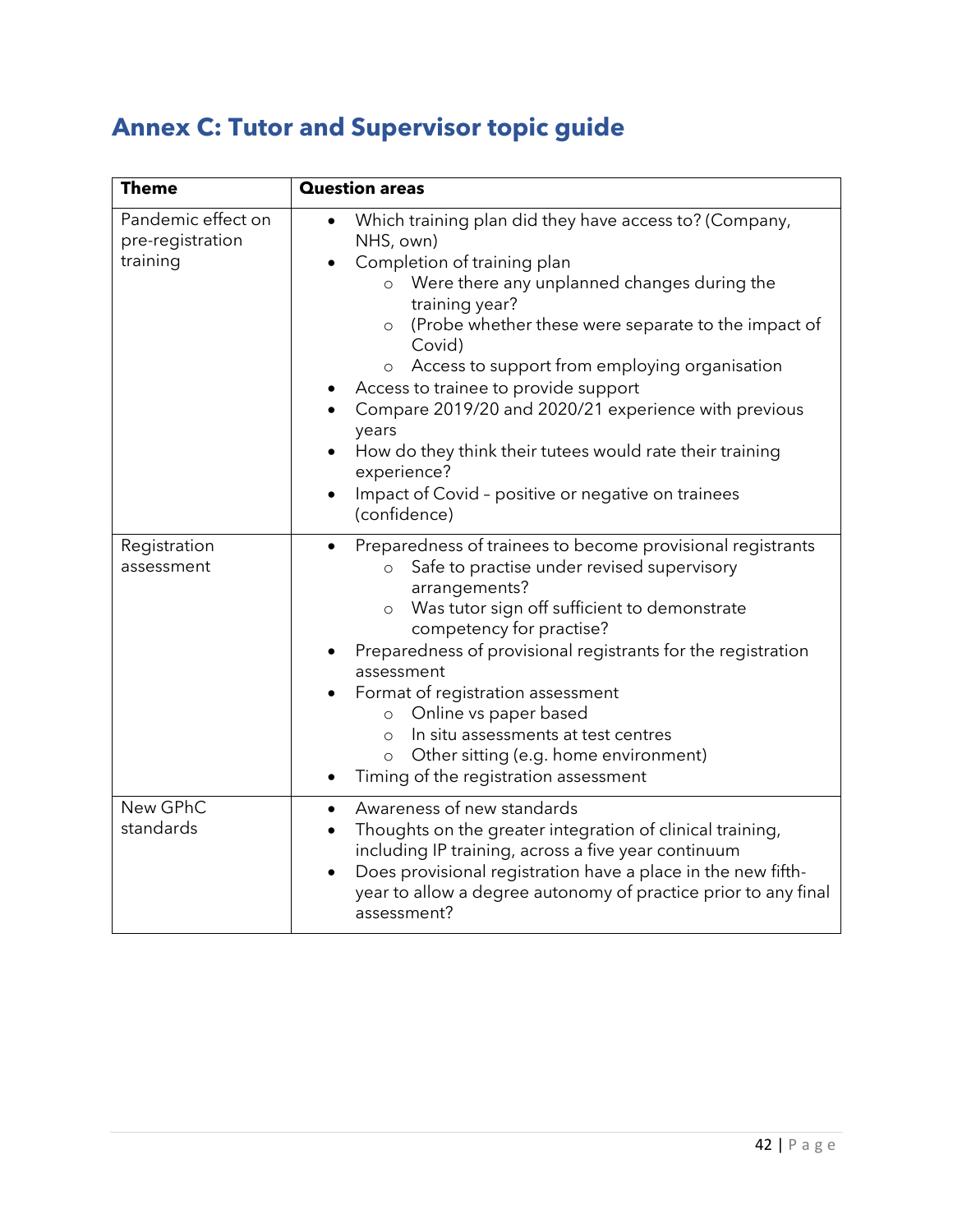## Annex C: Tutor and Supervisor topic guide

| Theme | Question areas |
|---|---|
| Pandemic effect on pre-registration training | • Which training plan did they have access to? (Company, NHS, own)<br>• Completion of training plan<br>&nbsp;&nbsp;&nbsp;&nbsp;○ Were there any unplanned changes during the training year?<br>&nbsp;&nbsp;&nbsp;&nbsp;○ (Probe whether these were separate to the impact of Covid)<br>&nbsp;&nbsp;&nbsp;&nbsp;○ Access to support from employing organisation<br>• Access to trainee to provide support<br>• Compare 2019/20 and 2020/21 experience with previous years<br>• How do they think their tutees would rate their training experience?<br>• Impact of Covid – positive or negative on trainees (confidence) |
| Registration assessment | • Preparedness of trainees to become provisional registrants<br>&nbsp;&nbsp;&nbsp;&nbsp;○ Safe to practise under revised supervisory arrangements?<br>&nbsp;&nbsp;&nbsp;&nbsp;○ Was tutor sign off sufficient to demonstrate competency for practise?<br>• Preparedness of provisional registrants for the registration assessment<br>• Format of registration assessment<br>&nbsp;&nbsp;&nbsp;&nbsp;○ Online vs paper based<br>&nbsp;&nbsp;&nbsp;&nbsp;○ In situ assessments at test centres<br>&nbsp;&nbsp;&nbsp;&nbsp;○ Other sitting (e.g. home environment)<br>• Timing of the registration assessment |
| New GPhC standards | • Awareness of new standards<br>• Thoughts on the greater integration of clinical training, including IP training, across a five year continuum<br>• Does provisional registration have a place in the new fifth-year to allow a degree autonomy of practice prior to any final assessment? |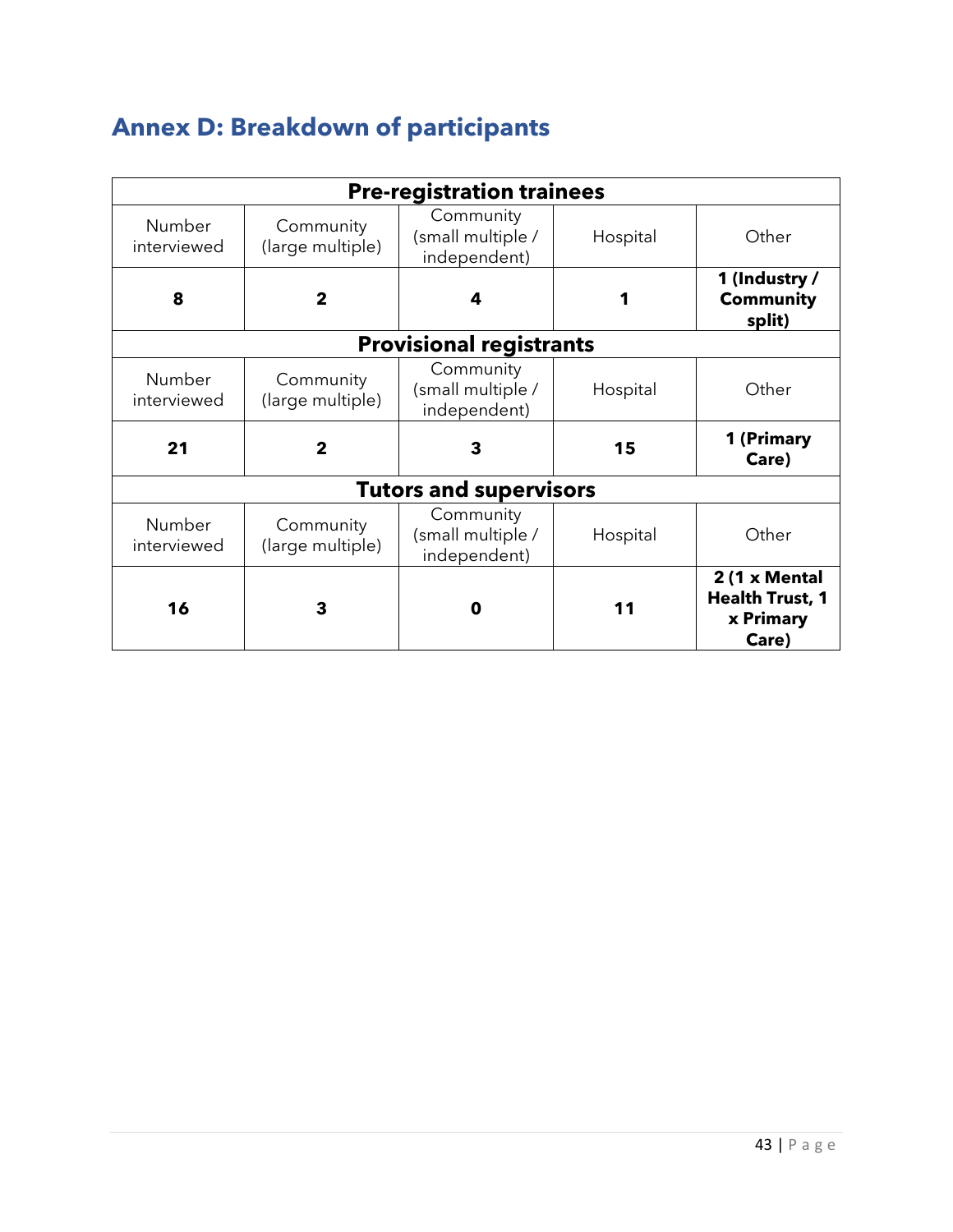## Annex D: Breakdown of participants

| Pre-registration trainees | | | | |
|---|---|---|---|---|
| Number interviewed | Community (large multiple) | Community (small multiple / independent) | Hospital | Other |
| **8** | **2** | **4** | **1** | **1 (Industry / Community split)** |
| **Provisional registrants** | | | | |
| Number interviewed | Community (large multiple) | Community (small multiple / independent) | Hospital | Other |
| **21** | **2** | **3** | **15** | **1 (Primary Care)** |
| **Tutors and supervisors** | | | | |
| Number interviewed | Community (large multiple) | Community (small multiple / independent) | Hospital | Other |
| **16** | **3** | **0** | **11** | **2 (1 x Mental Health Trust, 1 x Primary Care)** |